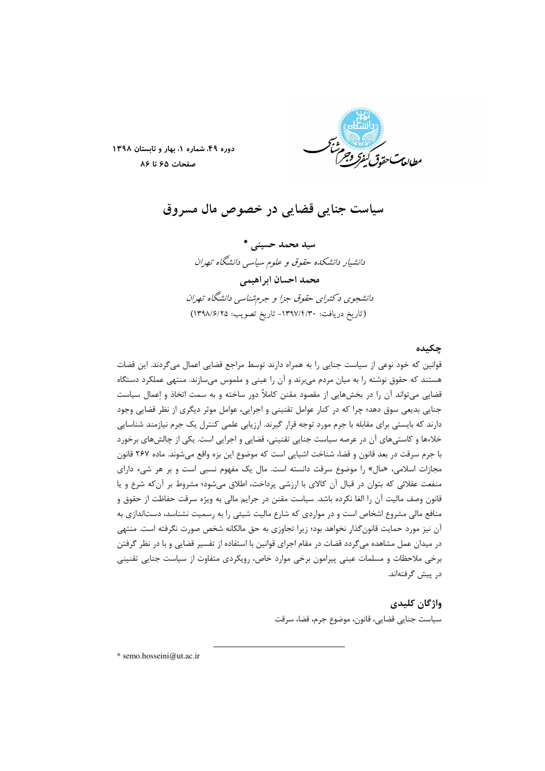# سیاست جنایی قضایی در خصوص مال مسروق

**سید محمد حسینی** *

*دانشیار دانشکده حقوق و علوم سیاسی دانشگاه تهران*

**محمد احسان ابراهیمی**

*دانشجوی دکترای حقوق جزا و جرم‌شناسی دانشگاه تهران*

(تاریخ دریافت: ۱۳۹۷/۴/۳۰- تاریخ تصویب: ۱۳۹۸/۶/۲۵)

## چکیده

قوانین که خود نوعی از سیاست جنایی را به همراه دارند توسط مراجع قضایی اعمال می‌گردند. این قضات هستند که حقوق نوشته را به میان مردم می‌برند و آن را عینی و ملموس می‌سازند. منتهی عملکرد دستگاه قضایی می‌تواند آن را در بخش‌هایی از مقصود مقنن کاملاً دور ساخته و به سمت اتخاذ و اِعمال سیاست جنایی بدیعی سوق دهد؛ چرا که در کنار عوامل تقنینی و اجرایی، عوامل موثر دیگری از نظر قضایی وجود دارند که بایستی برای مقابله با جرم مورد توجه قرار گیرند. ارزیابی علمی کنترل یک جرم نیازمند شناسایی خلاءها و کاستی‌های آن در عرصه سیاست جنایی تقنینی، قضایی و اجرایی است. یکی از چالش‌های برخورد با جرم سرقت در بعد قانون و قضا، شناخت اشیایی است که موضوع این بزه واقع می‌شوند. ماده ۲۶۷ قانون مجازات اسلامی، «مال» را موضوع سرقت دانسته است. مال یک مفهوم نسبی است و بر هر شیء دارای منفعت عقلائی که بتوان در قبال آن کالای با ارزشی پرداخت، اطلاق می‌شود؛ مشروط بر آن‌که شرع و یا قانون وصف مالیت آن را الغا نکرده باشد. سیاست مقنن در جرایم مالی به ویژه سرقت حفاظت از حقوق و منافع مالی مشروع اشخاص است و در مواردی که شارع مالیت شیئی را به رسمیت نشناسد، دستاندازی به آن نیز مورد حمایت قانون‌گذار نخواهد بود؛ زیرا تجاوزی به حق مالکانه شخص صورت نگرفته است. منتهی در میدان عمل مشاهده می‌گردد قضات در مقام اجرای قوانین با استفاده از تفسیر قضایی و با در نظر گرفتن برخی ملاحظات و مسلمات عینی پیرامون برخی موارد خاص، رویکردی متفاوت از سیاست جنایی تقنینی در پیش گرفته‌اند.

## واژگان کلیدی

سیاست جنایی قضایی، قانون، موضوع جرم، قضا، سرقت

---

* semo.hosseini@ut.ac.ir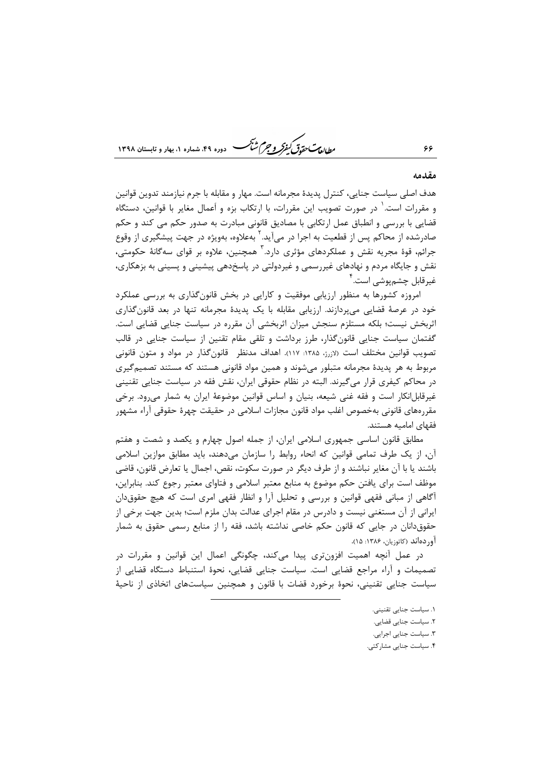## مقدمه

هدف اصلی سیاست جنایی، کنترل پدیدهٔ مجرمانه است. مهار و مقابله با جرم نیازمند تدوین قوانین و مقررات است.[1] در صورت تصویب این مقررات، با ارتکاب بزه و أعمال مغایر با قوانین، دستگاه قضایی با بررسی و انطباق عمل ارتکابی با مصادیق قانونی مبادرت به صدور حکم می کند و حکم صادرشده از محاکم پس از قطعیت به اجرا در می‌آید.[2] به‌علاوه، به‌ویژه در جهت پیشگیری از وقوع جرائم، قوهٔ مجریه نقش و عملکردهای مؤثری دارد.[3] همچنین، علاوه بر قوای سه‌گانهٔ حکومتی، نقش و جایگاه مردم و نهادهای غیررسمی و غیردولتی در پاسخ‌دهی پیشینی و پسینی به بزهکاری، غیرقابل چشم‌پوشی است.[4]

امروزه کشورها به منظور ارزیابی موفقیت و کارایی در بخش قانون‌گذاری به بررسی عملکرد خود در عرصهٔ قضایی می‌پردازند. ارزیابی مقابله با یک پدیدهٔ مجرمانه تنها در بعد قانون‌گذاری اثربخش نیست؛ بلکه مستلزم سنجش میزان اثربخشی آن مقرره در سیاست جنایی قضایی است. گفتمان سیاست جنایی قانون‌گذار، طرز برداشت و تلقی مقام تقنین از سیاست جنایی در قالب تصویب قوانین مختلف است (لازرژ، ۱۳۸۵: ۱۱۷). اهداف مدنظر قانون‌گذار در مواد و متون قانونی مربوط به هر پدیدهٔ مجرمانه متبلور می‌شوند و همین مواد قانونی هستند که مستند تصمیم‌گیری در محاکم کیفری قرار می‌گیرند. البته در نظام حقوقی ایران، نقش فقه در سیاست جنایی تقنینی غیرقابل‌انکار است و فقه غنی شیعه، بنیان و اساس قوانین موضوعهٔ ایران به شمار می‌رود. برخی مقررهای قانونی به‌خصوص اغلب مواد قانون مجازات اسلامی در حقیقت چهرهٔ حقوقی آراء مشهور فقهای امامیه هستند.

مطابق قانون اساسی جمهوری اسلامی ایران، از جمله اصول چهارم و یکصد و شصت و هفتم آن، از یک طرف تمامی قوانین که انحاء روابط را سازمان می‌دهند، باید مطابق موازین اسلامی باشند یا با آن مغایر نباشند و از طرف دیگر در صورت سکوت، نقص، اجمال یا تعارض قانون، قاضی موظف است برای یافتن حکم موضوع به منابع معتبر اسلامی و فتاوای معتبر رجوع کند. بنابراین، آگاهی از مبانی فقهی قوانین و بررسی و تحلیل آرا و انظار فقهی امری است که هیچ حقوق‌دان ایرانی از آن مستغنی نیست و دادرس در مقام اجرای عدالت بدان ملزم است؛ بدین جهت برخی از حقوق‌دانان در جایی که قانون حکم خاصی نداشته باشد، فقه را از منابع رسمی حقوق به شمار آورده‌اند (کاتوزیان، ۱۳۸۶: ۱۵).

در عمل آنچه اهمیت افزون‌تری پیدا می‌کند، چگونگی اعمال این قوانین و مقررات در تصمیمات و آراء مراجع قضایی است. سیاست جنایی قضایی، نحوهٔ استنباط دستگاه قضایی از سیاست جنایی تقنینی، نحوهٔ برخورد قضات با قانون و همچنین سیاست‌های اتخاذی از ناحیهٔ

---

۱. سیاست جنایی تقنینی.

۲. سیاست جنایی قضایی.

۳. سیاست جنایی اجرایی.

۴. سیاست جنایی مشارکتی.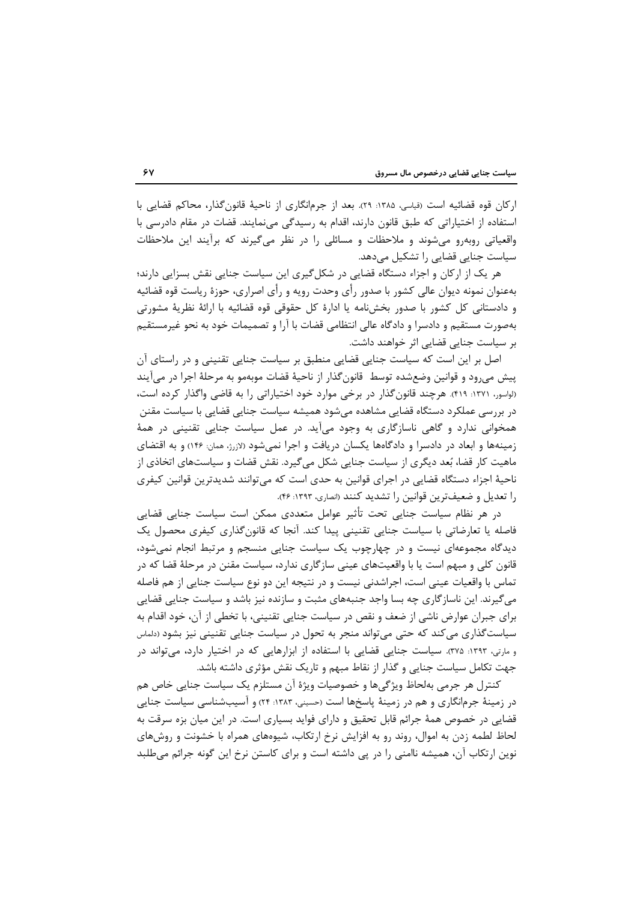ارکان قوه قضائیه است (قیاسی، ۱۳۸۵: ۲۹). بعد از جرم‌انگاری از ناحیهٔ قانون‌گذار، محاکم قضایی با استفاده از اختیاراتی که طبق قانون دارند، اقدام به رسیدگی می‌نمایند. قضات در مقام دادرسی با واقعیاتی روبه‌رو می‌شوند و ملاحظات و مسائلی را در نظر می‌گیرند که برآیند این ملاحظات سیاست جنایی قضایی را تشکیل می‌دهد.

هر یک از ارکان و اجزاء دستگاه قضایی در شکل‌گیری این سیاست جنایی نقش بسزایی دارند؛ به‌عنوان نمونه دیوان عالی کشور با صدور رأی وحدت رویه و رأی اصراری، حوزهٔ ریاست قوه قضائیه و دادستانی کل کشور با صدور بخش‌نامه یا ادارهٔ کل حقوقی قوه قضائیه با ارائهٔ نظریهٔ مشورتی به‌صورت مستقیم و دادسرا و دادگاه عالی انتظامی قضات با آرا و تصمیمات خود به نحو غیرمستقیم بر سیاست جنایی قضایی اثر خواهند داشت.

اصل بر این است که سیاست جنایی قضایی منطبق بر سیاست جنایی تقنینی و در راستای آن پیش می‌رود و قوانین وضع‌شده توسط قانون‌گذار از ناحیهٔ قضات موبه‌مو به مرحلهٔ اجرا در می‌آیند (لواسور، ۱۳۷۱: ۴۱۹). هرچند قانون‌گذار در برخی موارد خود اختیاراتی را به قاضی واگذار کرده است، در بررسی عملکرد دستگاه قضایی مشاهده می‌شود همیشه سیاست جنایی قضایی با سیاست مقنن همخوانی ندارد و گاهی ناسازگاری به وجود می‌آید. در عمل سیاست جنایی تقنینی در همهٔ زمینه‌ها و ابعاد در دادسرا و دادگاه‌ها یکسان دریافت و اجرا نمی‌شود (لازرژ، همان: ۱۴۶) و به اقتضای ماهیت کار قضا، بُعد دیگری از سیاست جنایی شکل می‌گیرد. نقش قضات و سیاست‌های اتخاذی از ناحیهٔ اجزاء دستگاه قضایی در اجرای قوانین به حدی است که می‌توانند شدیدترین قوانین کیفری را تعدیل و ضعیف‌ترین قوانین را تشدید کنند (انصاری، ۱۳۹۳: ۴۶).

در هر نظام سیاست جنایی تحت تأثیر عوامل متعددی ممکن است سیاست جنایی قضایی فاصله یا تعارضاتی با سیاست جنایی تقنینی پیدا کند. آنجا که قانون‌گذاری کیفری محصول یک دیدگاه مجموعه‌ای نیست و در چهارچوب یک سیاست جنایی منسجم و مرتبط انجام نمی‌شود، قانون کلی و مبهم است یا با واقعیت‌های عینی سازگاری ندارد، سیاست مقنن در مرحلهٔ قضا که در تماس با واقعیات عینی است، اجراشدنی نیست و در نتیجه این دو نوع سیاست جنایی از هم فاصله می‌گیرند. این ناسازگاری چه بسا واجد جنبه‌های مثبت و سازنده نیز باشد و سیاست جنایی قضایی برای جبران عوارض ناشی از ضعف و نقص در سیاست جنایی تقنینی، با تخطی از آن، خود اقدام به سیاست‌گذاری می‌کند که حتی می‌تواند منجر به تحول در سیاست جنایی تقنینی نیز بشود (دلماس و مارتی، ۱۳۹۳: ۳۷۵). سیاست جنایی قضایی با استفاده از ابزارهایی که در اختیار دارد، می‌تواند در جهت تکامل سیاست جنایی و گذار از نقاط مبهم و تاریک نقش مؤثری داشته باشد.

کنترل هر جرمی به‌لحاظ ویژگی‌ها و خصوصیات ویژهٔ آن مستلزم یک سیاست جنایی خاص هم در زمینهٔ جرم‌انگاری و هم در زمینهٔ پاسخ‌ها است (حسینی، ۱۳۸۳: ۲۴) و آسیب‌شناسی سیاست جنایی قضایی در خصوص همهٔ جرائم قابل تحقیق و دارای فواید بسیاری است. در این میان بزه سرقت به لحاظ لطمه زدن به اموال، روند رو به افزایش نرخ ارتکاب، شیوه‌های همراه با خشونت و روش‌های نوین ارتکاب آن، همیشه ناامنی را در پی داشته است و برای کاستن نرخ این گونه جرائم می‌طلبد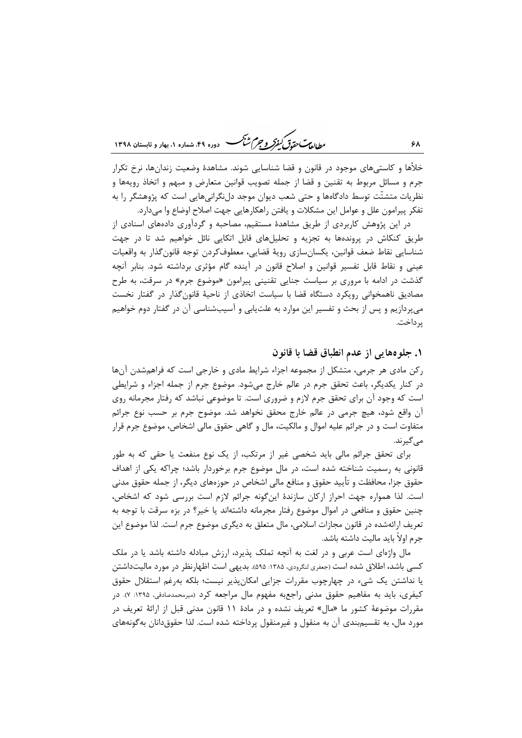خلأها و کاستی‌های موجود در قانون و قضا شناسایی شوند. مشاهدهٔ وضعیت زندان‌ها، نرخ تکرار جرم و مسائل مربوط به تقنین و قضا از جمله تصویب قوانین متعارض و مبهم و اتخاذ رویه‌ها و نظریات متشتّت توسط دادگاه‌ها و حتی شعب دیوان موجد دل‌نگرانی‌هایی است که پژوهشگر را به تفکر پیرامون علل و عوامل این مشکلات و یافتن راهکارهایی جهت اصلاح اوضاع وا می‌دارد.

در این پژوهش کاربردی از طریق مشاهدهٔ مستقیم، مصاحبه و گردآوری داده‌های اسنادی از طریق کنکاش در پرونده‌ها به تجزیه و تحلیل‌های قابل اتکایی نائل خواهیم شد تا در جهت شناسایی نقاط ضعف قوانین، یکسان‌سازی رویهٔ قضایی، معطوف‌کردن توجه قانون‌گذار به واقعیات عینی و نقاط قابل تفسیر قوانین و اصلاح قانون در آینده گام مؤثری برداشته شود. بنابر آنچه گذشت در ادامه با مروری بر سیاست جنایی تقنینی پیرامون «موضوع جرم» در سرقت، به طرح مصادیق ناهمخوانی رویکرد دستگاه قضا با سیاست اتخاذی از ناحیهٔ قانون‌گذار در گفتار نخست می‌پردازیم و پس از بحث و تفسیر این موارد به علت‌یابی و آسیب‌شناسی آن در گفتار دوم خواهیم پرداخت.

## ۱. جلوه‌هایی از عدم انطباق قضا با قانون

رکن مادی هر جرمی، متشکل از مجموعه اجزاء شرایط مادی و خارجی است که فراهم‌شدن آن‌ها در کنار یکدیگر، باعث تحقق جرم در عالم خارج می‌شود. موضوع جرم از جمله اجزاء و شرایطی است که وجود آن برای تحقق جرم لازم و ضروری است. تا موضوعی نباشد که رفتار مجرمانه روی آن واقع شود، هیچ جرمی در عالم خارج محقق نخواهد شد. موضوح جرم بر حسب نوع جرائم متفاوت است و در جرائم علیه اموال و مالکیت، مال و گاهی حقوق مالی اشخاص، موضوع جرم قرار می‌گیرند.

برای تحقق جرائم مالی باید شخصی غیر از مرتکب، از یک نوع منفعت یا حقی که به طور قانونی به رسمیت شناخته شده است، در مال موضوع جرم برخوردار باشد؛ چراکه یکی از اهداف حقوق جزا، محافظت و تأیید حقوق و منافع مالی اشخاص در حوزه‌های دیگر، از جمله حقوق مدنی است. لذا همواره جهت احراز ارکان سازندهٔ این‌گونه جرائم لازم است بررسی شود که اشخاص، چنین حقوق و منافعی در اموال موضوع رفتار مجرمانه داشته‌اند یا خیر؟ در بزه سرقت با توجه به تعریف ارائه‌شده در قانون مجازات اسلامی، مال متعلق به دیگری موضوع جرم است. لذا موضوع این جرم اولاً باید مالیت داشته باشد.

مال واژه‌ای است عربی و در لغت به آنچه تملک پذیرد، ارزش مبادله داشته باشد یا در ملک کسی باشد، اطلاق شده است (جعفری لنگرودی، ۱۳۸۵: ۵۹۵). بدیهی است اظهارنظر در مورد مالیت‌داشتن یا نداشتن یک شیء در چهارچوب مقررات جزایی امکان‌پذیر نیست؛ بلکه به‌رغم استقلال حقوق کیفری، باید به مفاهیم حقوق مدنی راجع‌به مفهوم مال مراجعه کرد (میرمحمدصادقی، ۱۳۹۵: ۷). در مقررات موضوعهٔ کشور ما «مال» تعریف نشده و در مادهٔ ۱۱ قانون مدنی قبل از ارائهٔ تعریف در مورد مال، به تقسیم‌بندی آن به منقول و غیرمنقول پرداخته شده است. لذا حقوق‌دانان به‌گونه‌ای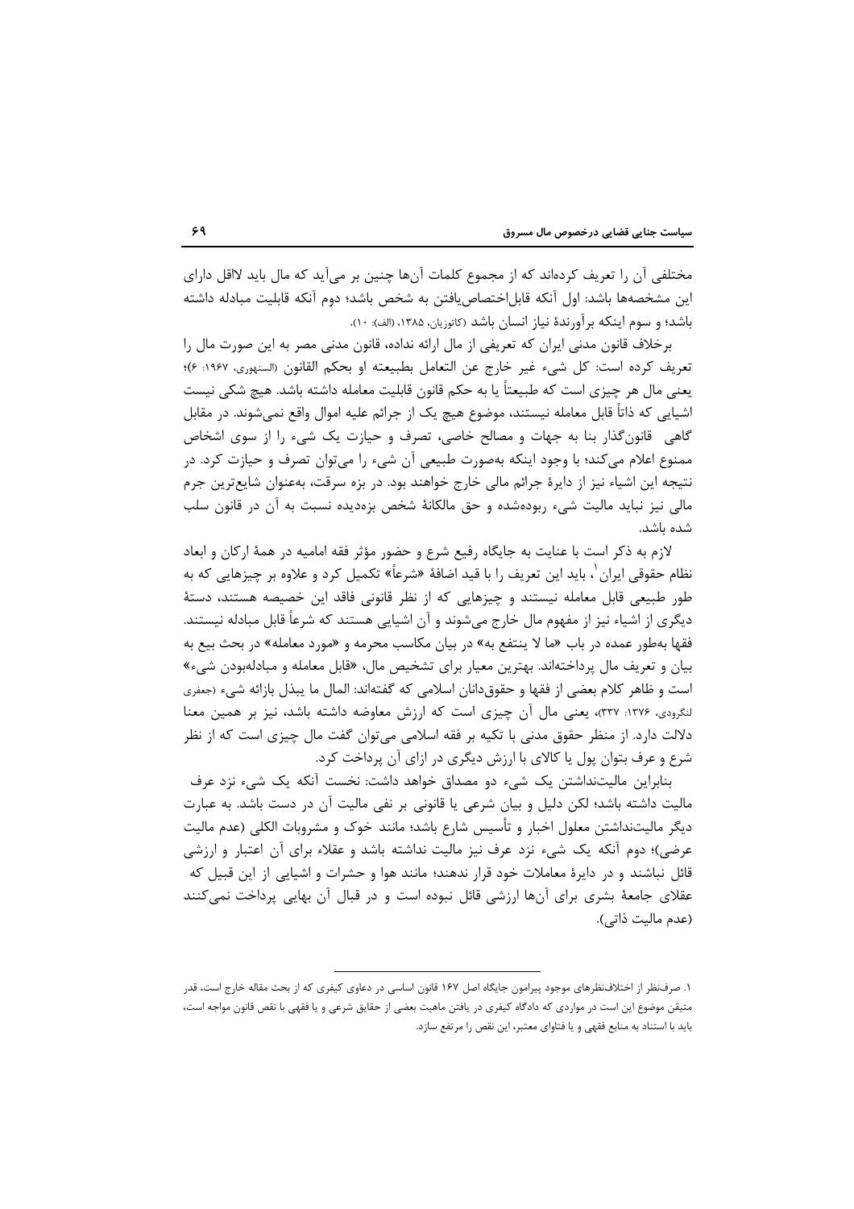مختلفی آن را تعریف کرده‌اند که از مجموع کلمات آن‌ها چنین بر می‌آید که مال باید لااقل دارای این مشخصه‌ها باشد: اول آنکه قابل‌اختصاص‌یافتن به شخص باشد؛ دوم آنکه قابلیت مبادله داشته باشد؛ و سوم اینکه برآورندهٔ نیاز انسان باشد (کاتوزیان، ۱۳۸۵، (الف): ۱۰).

برخلاف قانون مدنی ایران که تعریفی از مال ارائه نداده، قانون مدنی مصر به این صورت مال را تعریف کرده است: کل شیء غیر خارج عن التعامل بطبیعته او بحکم القانون (السنهوری، ۱۹۶۷: ۶)؛ یعنی مال هر چیزی است که طبیعتاً یا به حکم قانون قابلیت معامله داشته باشد. هیچ شکی نیست اشیایی که ذاتاً قابل معامله نیستند، موضوع هیچ یک از جرائم علیه اموال واقع نمی‌شوند. در مقابل گاهی قانون‌گذار بنا به جهات و مصالح خاصی، تصرف و حیازت یک شیء را از سوی اشخاص ممنوع اعلام می‌کند؛ با وجود اینکه به‌صورت طبیعی آن شیء را می‌توان تصرف و حیازت کرد. در نتیجه این اشیاء نیز از دایرهٔ جرائم مالی خارج خواهند بود. در بزه سرقت، به‌عنوان شایع‌ترین جرم مالی نیز نباید مالیت شیء ربوده‌شده و حق مالکانهٔ شخص بزه‌دیده نسبت به آن در قانون سلب شده باشد.

لازم به ذکر است با عنایت به جایگاه رفیع شرع و حضور مؤثر فقه امامیه در همهٔ ارکان و ابعاد نظام حقوقی ایران[1]، باید این تعریف را با قید اضافهٔ «شرعاً» تکمیل کرد و علاوه بر چیزهایی که به طور طبیعی قابل معامله نیستند و چیزهایی که از نظر قانونی فاقد این خصیصه هستند، دستهٔ دیگری از اشیاء نیز از مفهوم مال خارج می‌شوند و آن اشیایی هستند که شرعاً قابل مبادله نیستند. فقها به‌طور عمده در باب «ما لا ینتفع به» در بیان مکاسب محرمه و «مورد معامله» در بحث بیع به بیان و تعریف مال پرداخته‌اند. بهترین معیار برای تشخیص مال، «قابل معامله و مبادله‌بودن شیء» است و ظاهر کلام بعضی از فقها و حقوق‌دانان اسلامی که گفته‌اند: المال ما یبذل بازائه شیء (جعفری لنگرودی، ۱۳۷۶: ۳۳۷)، یعنی مال آن چیزی است که ارزش معاوضه داشته باشد، نیز بر همین معنا دلالت دارد. از منظر حقوق مدنی با تکیه بر فقه اسلامی می‌توان گفت مال چیزی است که از نظر شرع و عرف بتوان پول یا کالای با ارزش دیگری در ازای آن پرداخت کرد.

بنابراین مالیت‌نداشتن یک شیء دو مصداق خواهد داشت: نخست آنکه یک شیء نزد عرف مالیت داشته باشد؛ لکن دلیل و بیان شرعی یا قانونی بر نفی مالیت آن در دست باشد. به عبارت دیگر مالیت‌نداشتن معلول اخبار و تأسیس شارع باشد؛ مانند خوک و مشروبات الکلی (عدم مالیت عرضی)؛ دوم آنکه یک شیء نزد عرف نیز مالیت نداشته باشد و عقلاء برای آن اعتبار و ارزشی قائل نباشند و در دایرهٔ معاملات خود قرار ندهند؛ مانند هوا و حشرات و اشیایی از این قبیل که عقلای جامعهٔ بشری برای آن‌ها ارزشی قائل نبوده است و در قبال آن بهایی پرداخت نمی‌کنند (عدم مالیت ذاتی).

---

[1]. صرف‌نظر از اختلاف‌نظرهای موجود پیرامون جایگاه اصل ۱۶۷ قانون اساسی در دعاوی کیفری که از بحث مقاله خارج است، قدر متیقن موضوع این است در مواردی که دادگاه کیفری در یافتن ماهیت بعضی از حقایق شرعی و یا فقهی با نقص قانون مواجه است، باید با استناد به منابع فقهی و یا فتاوای معتبر، این نقص را مرتفع سازد.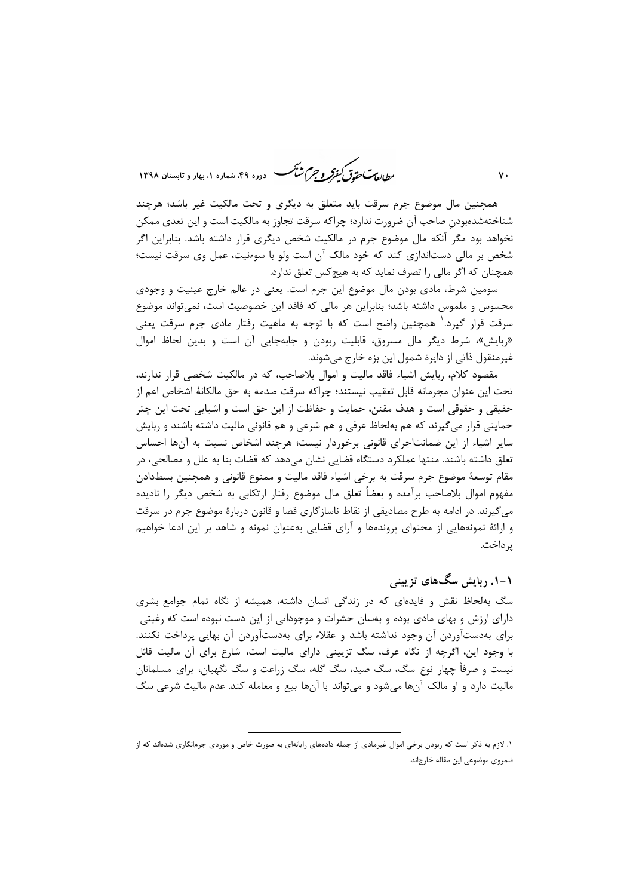همچنین مال موضوع جرم سرقت باید متعلق به دیگری و تحت مالکیت غیر باشد؛ هرچند شناخته‌شده‌بودنِ صاحب آن ضرورت ندارد؛ چراکه سرقت تجاوز به مالکیت است و این تعدی ممکن نخواهد بود مگر آنکه مال موضوع جرم در مالکیت شخص دیگری قرار داشته باشد. بنابراین اگر شخص بر مالی دست‌اندازی کند که خود مالک آن است ولو با سوءنیت، عمل وی سرقت نیست؛ همچنان که اگر مالی را تصرف نماید که به هیچ‌کس تعلق ندارد.

سومین شرط، مادی بودن مال موضوع این جرم است. یعنی در عالم خارج عینیت و وجودی محسوس و ملموس داشته باشد؛ بنابراین هر مالی که فاقد این خصوصیت است، نمی‌تواند موضوع سرقت قرار گیرد.[1] همچنین واضح است که با توجه به ماهیت رفتار مادی جرم سرقت یعنی «ربایش»، شرط دیگر مال مسروق، قابلیت ربودن و جابه‌جایی آن است و بدین لحاظ اموال غیرمنقول ذاتی از دایرهٔ شمول این بزه خارج می‌شوند.

مقصود کلام، ربایش اشیاء فاقد مالیت و اموال بلاصاحب، که در مالکیت شخصی قرار ندارند، تحت این عنوان مجرمانه قابل تعقیب نیستند؛ چراکه سرقت صدمه به حق مالکانهٔ اشخاص اعم از حقیقی و حقوقی است و هدف مقنن، حمایت و حفاظت از این حق است و اشیایی تحت این چتر حمایتی قرار می‌گیرند که هم به‌لحاظ عرفی و هم شرعی و هم قانونی مالیت داشته باشند و ربایش سایر اشیاء از این ضمانت‌اجرای قانونی برخوردار نیست؛ هرچند اشخاص نسبت به آن‌ها احساس تعلق داشته باشند. منتها عملکرد دستگاه قضایی نشان می‌دهد که قضات بنا به علل و مصالحی، در مقام توسعهٔ موضوع جرم سرقت به برخی اشیاء فاقد مالیت و ممنوع قانونی و همچنین بسط‌دادن مفهوم اموال بلاصاحب برآمده و بعضاً تعلق مال موضوع رفتار ارتکابی به شخص دیگر را نادیده می‌گیرند. در ادامه به طرح مصادیقی از نقاط ناسازگاری قضا و قانون دربارهٔ موضوع جرم در سرقت و ارائهٔ نمونه‌هایی از محتوای پرونده‌ها و آرای قضایی به‌عنوان نمونه و شاهد بر این ادعا خواهیم پرداخت.

## ۱-۱. ربایش سگ‌های تزیینی

سگ به‌لحاظ نقش و فایده‌ای که در زندگی انسان داشته، همیشه از نگاه تمام جوامع بشری دارای ارزش و بهای مادی بوده و به‌سان حشرات و موجوداتی از این دست نبوده است که رغبتی برای به‌دست‌آوردن آن وجود نداشته باشد و عقلاء برای به‌دست‌آوردن آن بهایی پرداخت نکنند. با وجود این، اگرچه از نگاه عرف، سگ تزیینی دارای مالیت است، شارع برای آن مالیت قائل نیست و صرفاً چهار نوع سگ، سگ صید، سگ گله، سگ زراعت و سگ نگهبان، برای مسلمانان مالیت دارد و او مالک آن‌ها می‌شود و می‌تواند با آن‌ها بیع و معامله کند. عدم مالیت شرعی سگ

---

[1] لازم به ذکر است که ربودن برخی اموال غیرمادی از جمله داده‌های رایانه‌ای به صورت خاص و موردی جرم‌انگاری شده‌اند که از قلمروی موضوعی این مقاله خارج‌اند.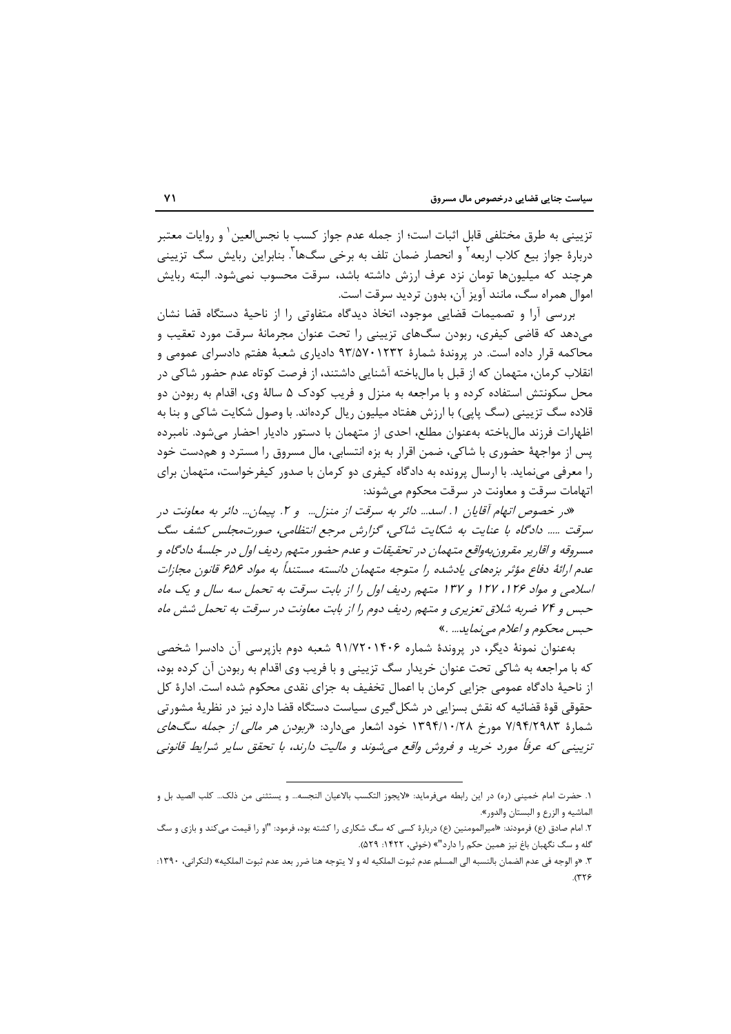تزیینی به طرق مختلفی قابل اثبات است؛ از جمله عدم جواز کسب با نجس‌العین[1] و روایات معتبر دربارهٔ جواز بیع کلاب اربعه[2] و انحصار ضمان تلف به برخی سگ‌ها[3]. بنابراین ربایش سگ تزیینی هرچند که میلیون‌ها تومان نزد عرف ارزش داشته باشد، سرقت محسوب نمی‌شود. البته ربایش اموال همراه سگ، مانند آویز آن، بدون تردید سرقت است.

بررسی آرا و تصمیمات قضایی موجود، اتخاذ دیدگاه متفاوتی را از ناحیهٔ دستگاه قضا نشان می‌دهد که قاضی کیفری، ربودن سگ‌های تزیینی را تحت عنوان مجرمانهٔ سرقت مورد تعقیب و محاکمه قرار داده است. در پروندهٔ شمارهٔ ۹۳/۵۷۰۱۲۳۲ دادیاری شعبهٔ هفتم دادسرای عمومی و انقلاب کرمان، متهمان که از قبل با مال‌باخته آشنایی داشتند، از فرصت کوتاه عدم حضور شاکی در محل سکونتش استفاده کرده و با مراجعه به منزل و فریب کودک ۵ سالهٔ وی، اقدام به ربودن دو قلاده سگ تزیینی (سگ پاپی) با ارزش هفتاد میلیون ریال کرده‌اند. با وصول شکایت شاکی و بنا به اظهارات فرزند مال‌باخته به‌عنوان مطلع، احدی از متهمان با دستور دادیار احضار می‌شود. نامبرده پس از مواجههٔ حضوری با شاکی، ضمن اقرار به بزه انتسابی، مال مسروق را مسترد و هم‌دست خود را معرفی می‌نماید. با ارسال پرونده به دادگاه کیفری دو کرمان با صدور کیفرخواست، متهمان برای اتهامات سرقت و معاونت در سرقت محکوم می‌شوند:

*«در خصوص اتهام آقایان ۱. اسد... دائر به سرقت از منزل... و ۲. پیمان... دائر به معاونت در سرقت ..... دادگاه با عنایت به شکایت شاکی، گزارش مرجع انتظامی، صورت‌مجلس کشف سگ مسروقه و اقاریر مقرون‌به‌واقع متهمان در تحقیقات و عدم حضور متهم ردیف اول در جلسهٔ دادگاه و عدم ارائهٔ دفاع مؤثر بزه‌های یادشده را متوجه متهمان دانسته مستنداً به مواد ۶۵۶ قانون مجازات اسلامی و مواد ۱۲۶، ۱۲۷ و ۱۳۷ متهم ردیف اول را از بابت سرقت به تحمل سه سال و یک ماه حبس و ۷۴ ضربه شلاق تعزیری و متهم ردیف دوم را از بابت معاونت در سرقت به تحمل شش ماه حبس محکوم و اعلام می‌نماید... .»*

به‌عنوان نمونهٔ دیگر، در پروندهٔ شماره ۹۱/۷۲۰۱۴۰۶ شعبه دوم بازپرسی آن دادسرا شخصی که با مراجعه به شاکی تحت عنوان خریدار سگ تزیینی و با فریب وی اقدام به ربودن آن کرده بود، از ناحیهٔ دادگاه عمومی جزایی کرمان با اعمال تخفیف به جزای نقدی محکوم شده است. ادارهٔ کل حقوقی قوهٔ قضائیه که نقش بسزایی در شکل‌گیری سیاست دستگاه قضا دارد نیز در نظریهٔ مشورتی شمارهٔ ۷/۹۴/۲۹۸۳ مورخ ۱۳۹۴/۱۰/۲۸ خود اشعار می‌دارد: *«ربودن هر مالی از جمله سگ‌های تزیینی که عرفاً مورد خرید و فروش واقع می‌شوند و مالیت دارند، با تحقق سایر شرایط قانونی*

---

۱. حضرت امام خمینی (ره) در این رابطه می‌فرماید: «لایجوز التکسب بالاعیان النجسه... و یستثنی من ذلک... کلب الصید بل و الماشیه و الزرع و البستان والدور».

۲. امام صادق (ع) فرمودند: «امیرالمومنین (ع) دربارهٔ کسی که سگ شکاری را کشته بود، فرمود: "او را قیمت می‌کند و بازی و سگ گله و سگ نگهبان باغ نیز همین حکم را دارد"» (خوئی، ۱۴۲۲: ۵۲۹).

۳. «و الوجه فی عدم الضمان بالنسبه الی المسلم عدم ثبوت الملکیه له و لا یتوجه هنا ضرر بعد عدم ثبوت الملکیه» (لنکرانی، ۱۳۹۰: ۳۲۶).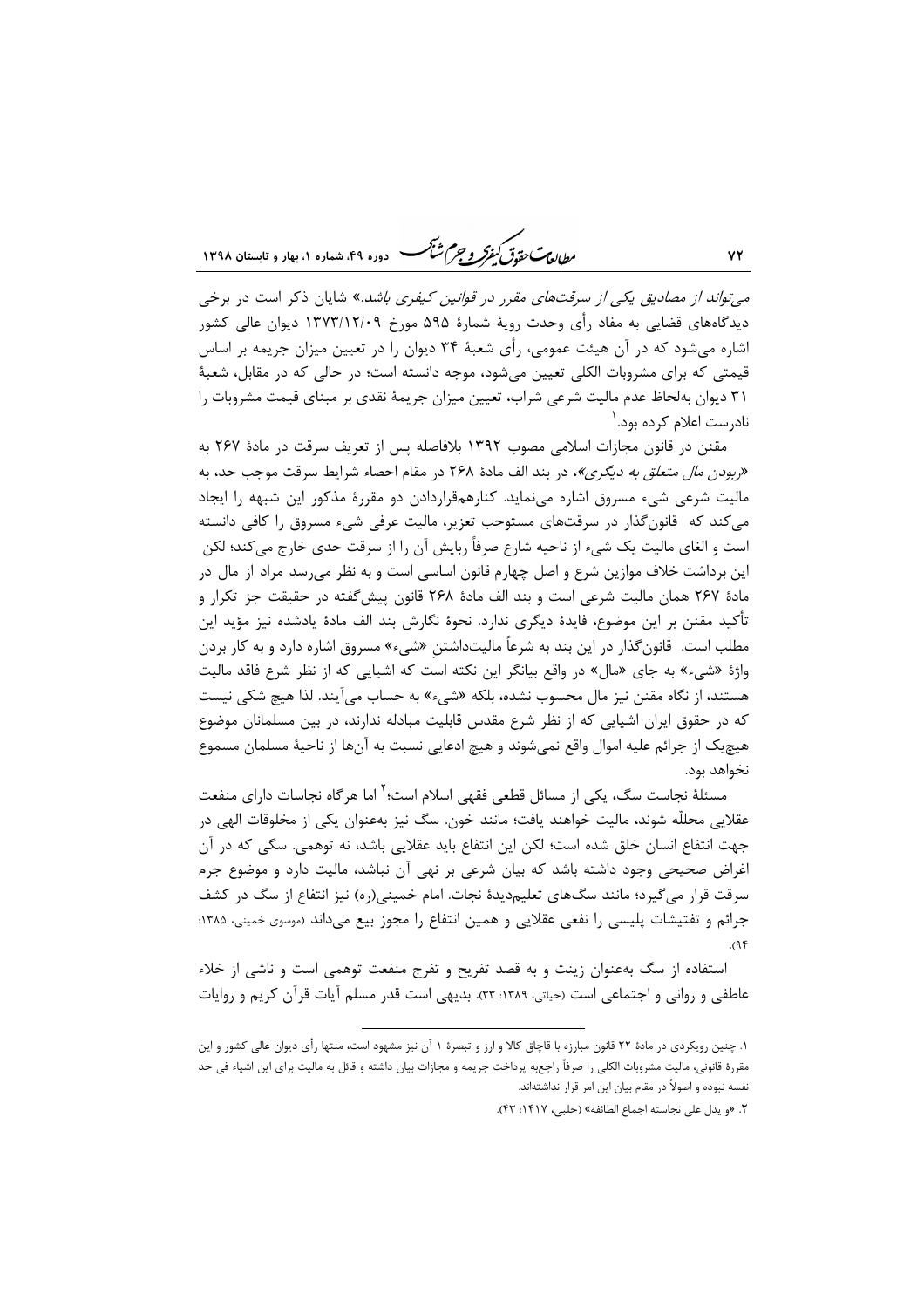*می‌تواند از مصادیق یکی از سرقت‌های مقرر در قوانین کیفری باشد.*» شایان ذکر است در برخی دیدگاه‌های قضایی به مفاد رأی وحدت رویهٔ شمارهٔ ۵۹۵ مورخ ۱۳۷۳/۱۲/۰۹ دیوان عالی کشور اشاره می‌شود که در آن هیئت عمومی، رأی شعبهٔ ۳۴ دیوان را در تعیین میزان جریمه بر اساس قیمتی که برای مشروبات الکلی تعیین می‌شود، موجه دانسته است؛ در حالی که در مقابل، شعبهٔ ۳۱ دیوان به‌لحاظ عدم مالیت شرعی شراب، تعیین میزان جریمهٔ نقدی بر مبنای قیمت مشروبات را نادرست اعلام کرده بود.[۱]

مقنن در قانون مجازات اسلامی مصوب ۱۳۹۲ بلافاصله پس از تعریف سرقت در مادهٔ ۲۶۷ به «*ربودن مال متعلق به دیگری*»، در بند الف مادهٔ ۲۶۸ در مقام احصاء شرایط سرقت موجب حد، به مالیت شرعی شیء مسروق اشاره می‌نماید. کنارهم‌قراردادن دو مقررهٔ مذکور این شبهه را ایجاد می‌کند که قانون‌گذار در سرقت‌های مستوجب تعزیر، مالیت عرفی شیء مسروق را کافی دانسته است و الغای مالیت یک شیء از ناحیه شارع صرفاً ربایش آن را از سرقت حدی خارج می‌کند؛ لکن این برداشت خلاف موازین شرع و اصل چهارم قانون اساسی است و به نظر می‌رسد مراد از مال در مادهٔ ۲۶۷ همان مالیت شرعی است و بند الف مادهٔ ۲۶۸ قانون پیش‌گفته در حقیقت جز تکرار و تأکید مقنن بر این موضوع، فایدهٔ دیگری ندارد. نحوهٔ نگارش بند الف مادهٔ یادشده نیز مؤید این مطلب است. قانون‌گذار در این بند به شرعاً مالیت‌داشتنِ «شیء» مسروق اشاره دارد و به کار بردن واژهٔ «شیء» به جای «مال» در واقع بیانگر این نکته است که اشیایی که از نظر شرع فاقد مالیت هستند، از نگاه مقنن نیز مال محسوب نشده، بلکه «شیء» به حساب می‌آیند. لذا هیچ شکی نیست که در حقوق ایران اشیایی که از نظر شرع مقدس قابلیت مبادله ندارند، در بین مسلمانان موضوع هیچ‌یک از جرائم علیه اموال واقع نمی‌شوند و هیچ ادعایی نسبت به آن‌ها از ناحیهٔ مسلمان مسموع نخواهد بود.

مسئلهٔ نجاست سگ، یکی از مسائل قطعی فقهی اسلام است؛[۲] اما هرگاه نجاسات دارای منفعت عقلایی محلّله شوند، مالیت خواهند یافت؛ مانند خون. سگ نیز به‌عنوان یکی از مخلوقات الهی در جهت انتفاع انسان خلق شده است؛ لکن این انتفاع باید عقلایی باشد، نه توهمی. سگی که در آن اغراض صحیحی وجود داشته باشد که بیان شرعی بر نهی آن نباشد، مالیت دارد و موضوع جرم سرقت قرار می‌گیرد؛ مانند سگ‌های تعلیم‌دیدهٔ نجات. امام خمینی(ره) نیز انتفاع از سگ در کشف جرائم و تفتیشات پلیسی را نفعی عقلایی و همین انتفاع را مجوز بیع می‌داند (موسوی خمینی، ۱۳۸۵: ۹۴).

استفاده از سگ به‌عنوان زینت و به قصد تفریح و تفرج منفعت توهمی است و ناشی از خلاء عاطفی و روانی و اجتماعی است (حیاتی، ۱۳۸۹: ۳۳). بدیهی است قدر مسلم آیات قرآن کریم و روایات

---

۱. چنین رویکردی در مادهٔ ۲۲ قانون مبارزه با قاچاق کالا و ارز و تبصرهٔ ۱ آن نیز مشهود است، منتها رأی دیوان عالی کشور و این مقررهٔ قانونی، مالیت مشروبات الکلی را صرفاً راجع‌به پرداخت جریمه و مجازات بیان داشته و قائل به مالیت برای این اشیاء فی حد نفسه نبوده و اصولاً در مقام بیان این امر قرار نداشته‌اند.

۲. «و یدل علی نجاسته اجماع الطائفه» (حلبی، ۱۴۱۷: ۴۳).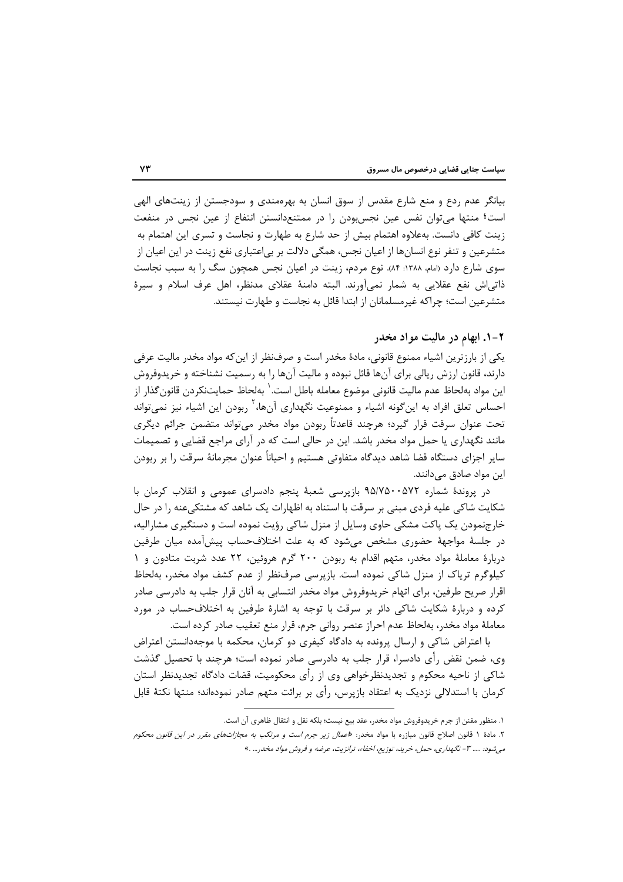بیانگر عدم ردع و منع شارع مقدس از سوق انسان به بهره‌مندی و سودجستن از زینت‌های الهی است؛ منتها می‌توان نفس عین نجس‌بودن را در ممتنع‌دانستن انتفاع از عین نجس در منفعت زینت کافی دانست. به‌علاوه اهتمام بیش از حد شارع به طهارت و نجاست و تسری این اهتمام به متشرعین و تنفر نوع انسان‌ها از اعیان نجس، همگی دلالت بر بی‌اعتباری نفع زینت در این اعیان از سوی شارع دارد (امام، ۱۳۸۸: ۸۴). نوع مردم، زینت در اعیان نجس همچون سگ را به سبب نجاست ذاتی‌اش نفع عقلایی به شمار نمی‌آورند. البته دامنهٔ عقلای مدنظر، اهل عرف اسلام و سیرهٔ متشرعین است؛ چراکه غیرمسلمانان از ابتدا قائل به نجاست و طهارت نیستند.

### ۲-۱. ابهام در مالیت مواد مخدر

یکی از بارزترین اشیاء ممنوع قانونی، مادهٔ مخدر است و صرف‌نظر از این‌که مواد مخدر مالیت عرفی دارند، قانون ارزش ریالی برای آن‌ها قائل نبوده و مالیت آن‌ها را به رسمیت نشناخته و خریدوفروش این مواد به‌لحاظ عدم مالیت قانونی موضوع معامله باطل است.[۱] به‌لحاظ حمایت‌نکردن قانون‌گذار از احساس تعلق افراد به این‌گونه اشیاء و ممنوعیت نگهداری آن‌ها،[۲] ربودن این اشیاء نیز نمی‌تواند تحت عنوان سرقت قرار گیرد؛ هرچند قاعدتاً ربودن مواد مخدر می‌تواند متضمن جرائم دیگری مانند نگهداری یا حمل مواد مخدر باشد. این در حالی است که در آرای مراجع قضایی و تصمیمات سایر اجزای دستگاه قضا شاهد دیدگاه متفاوتی هستیم و احیاناً عنوان مجرمانهٔ سرقت را بر ربودن این مواد صادق می‌دانند.

در پروندهٔ شماره ۹۵/۷۵۰۰۵۷۲ بازپرسی شعبهٔ پنجم دادسرای عمومی و انقلاب کرمان با شکایت شاکی علیه فردی مبنی بر سرقت با استناد به اظهارات یک شاهد که مشتکی‌عنه را در حال خارج‌نمودن یک پاکت مشکی حاوی وسایل از منزل شاکی رؤیت نموده است و دستگیری مشارالیه، در جلسهٔ مواجههٔ حضوری مشخص می‌شود که به علت اختلاف‌حساب پیش‌آمده میان طرفین دربارهٔ معاملهٔ مواد مخدر، متهم اقدام به ربودن ۲۰۰ گرم هروئین، ۲۲ عدد شربت متادون و ۱ کیلوگرم تریاک از منزل شاکی نموده است. بازپرسی صرف‌نظر از عدم کشف مواد مخدر، به‌لحاظ اقرار صریح طرفین، برای اتهام خریدوفروش مواد مخدر انتسابی به آنان قرار جلب به دادرسی صادر کرده و دربارهٔ شکایت شاکی دائر بر سرقت با توجه به اشارهٔ طرفین به اختلاف‌حساب در مورد معاملهٔ مواد مخدر، به‌لحاظ عدم احراز عنصر روانی جرم، قرار منع تعقیب صادر کرده است.

با اعتراض شاکی و ارسال پرونده به دادگاه کیفری دو کرمان، محکمه با موجه‌دانستن اعتراض وی، ضمن نقض رأی دادسرا، قرار جلب به دادرسی صادر نموده است؛ هرچند با تحصیل گذشت شاکی از ناحیه محکوم و تجدیدنظرخواهی وی از رأی محکومیت، قضات دادگاه تجدیدنظر استان کرمان با استدلالی نزدیک به اعتقاد بازپرس، رأی بر برائت متهم صادر نموده‌اند؛ منتها نکتهٔ قابل

---

۱. منظور مقنن از جرم خریدوفروش مواد مخدر، عقد بیع نیست؛ بلکه نقل و انتقال ظاهری آن است.

۲. مادهٔ ۱ قانون اصلاح قانون مبارزه با مواد مخدر: «*اعمال زیر جرم است و مرتکب به مجازات‌های مقرر در این قانون محکوم می‌شود: ..... ۳- نگهداری، حمل، خرید، توزیع، اخفاء، ترانزیت، عرضه و فروش مواد مخدر... .*»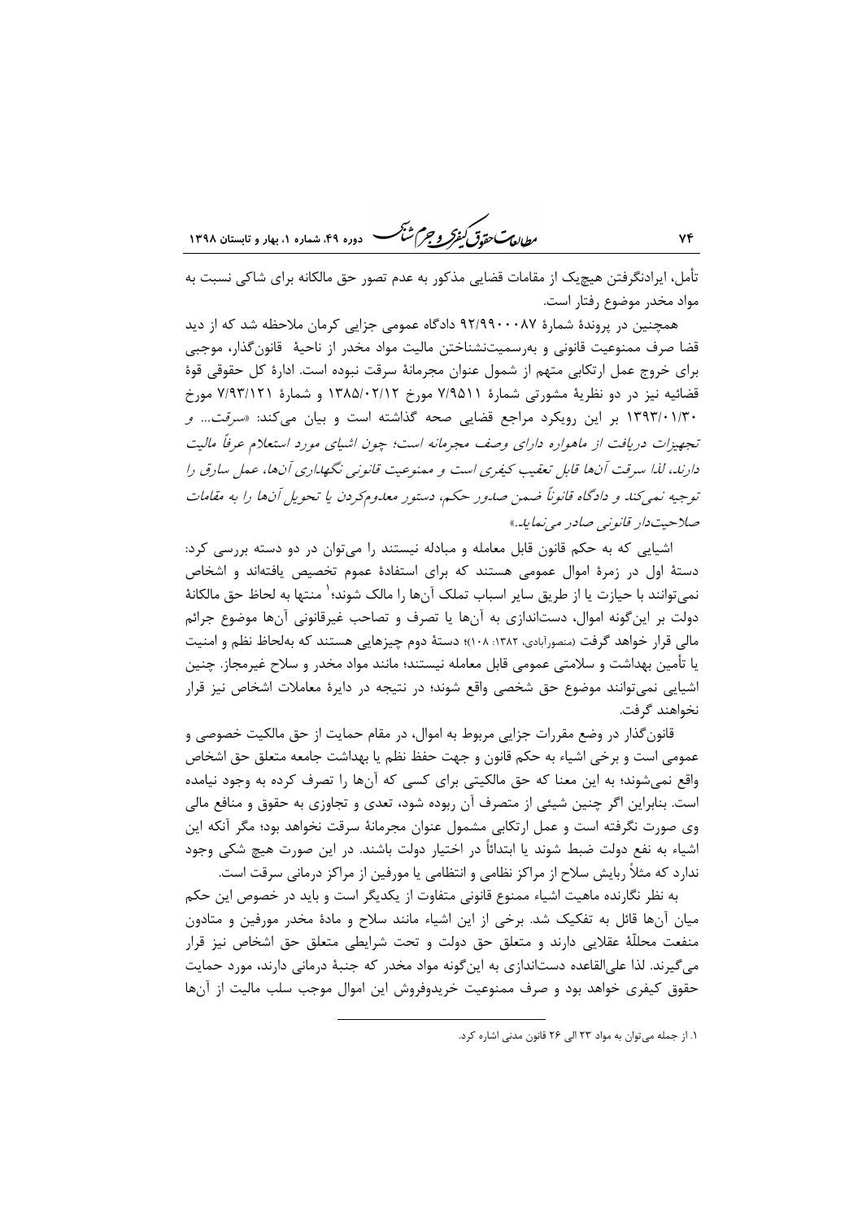تأمل، ایرادنگرفتن هیچ‌یک از مقامات قضایی مذکور به عدم تصور حق مالکانه برای شاکی نسبت به مواد مخدر موضوع رفتار است.

همچنین در پروندهٔ شمارهٔ ۹۲/۹۹۰۰۰۸۷ دادگاه عمومی جزایی کرمان ملاحظه شد که از دید قضا صرف ممنوعیت قانونی و به‌رسمیت‌نشناختن مالیت مواد مخدر از ناحیهٔ قانون‌گذار، موجبی برای خروج عمل ارتکابی متهم از شمول عنوان مجرمانهٔ سرقت نبوده است. ادارهٔ کل حقوقی قوهٔ قضائیه نیز در دو نظریهٔ مشورتی شمارهٔ ۷/۹۵۱۱ مورخ ۱۳۸۵/۰۲/۱۲ و شمارهٔ ۷/۹۳/۱۲۱ مورخ ۱۳۹۳/۰۱/۳۰ بر این رویکرد مراجع قضایی صحه گذاشته است و بیان می‌کند: «*سرقت... و تجهیزات دریافت از ماهواره دارای وصف مجرمانه است؛ چون اشیای مورد استعلام عرفاً مالیت دارند، لذا سرقت آن‌ها قابل تعقیب کیفری است و ممنوعیت قانونی نگهداری آن‌ها، عمل سارق را توجیه نمی‌کند و دادگاه قانوناً ضمن صدور حکم، دستور معدوم‌کردن یا تحویل آن‌ها را به مقامات صلاحیت‌دار قانونی صادر می‌نماید.*»

اشیایی که به حکم قانون قابل معامله و مبادله نیستند را می‌توان در دو دسته بررسی کرد: دستهٔ اول در زمرهٔ اموال عمومی هستند که برای استفادهٔ عموم تخصیص یافته‌اند و اشخاص نمی‌توانند با حیازت یا از طریق سایر اسباب تملک آن‌ها را مالک شوند؛[1] منتها به لحاظ حق مالکانهٔ دولت بر این‌گونه اموال، دست‌اندازی به آن‌ها یا تصرف و تصاحب غیرقانونی آن‌ها موضوع جرائم مالی قرار خواهد گرفت (منصورآبادی، ۱۳۸۲: ۱۰۸)؛ دستهٔ دوم چیزهایی هستند که به‌لحاظ نظم و امنیت یا تأمین بهداشت و سلامتی عمومی قابل معامله نیستند؛ مانند مواد مخدر و سلاح غیرمجاز. چنین اشیایی نمی‌توانند موضوع حق شخصی واقع شوند؛ در نتیجه در دایرهٔ معاملات اشخاص نیز قرار نخواهند گرفت.

قانون‌گذار در وضع مقررات جزایی مربوط به اموال، در مقام حمایت از حق مالکیت خصوصی و عمومی است و برخی اشیاء به حکم قانون و جهت حفظ نظم یا بهداشت جامعه متعلق حق اشخاص واقع نمی‌شوند؛ به این معنا که حق مالکیتی برای کسی که آن‌ها را تصرف کرده به وجود نیامده است. بنابراین اگر چنین شیئی از متصرف آن ربوده شود، تعدی و تجاوزی به حقوق و منافع مالی وی صورت نگرفته است و عمل ارتکابی مشمول عنوان مجرمانهٔ سرقت نخواهد بود؛ مگر آنکه این اشیاء به نفع دولت ضبط شوند یا ابتدائاً در اختیار دولت باشند. در این صورت هیچ شکی وجود ندارد که مثلاً ربایش سلاح از مراکز نظامی و انتظامی یا مورفین از مراکز درمانی سرقت است.

به نظر نگارنده ماهیت قانونی اشیاء ممنوع متفاوت از یکدیگر است و باید در خصوص این حکم میان آن‌ها قائل به تفکیک شد. برخی از این اشیاء مانند سلاح و مادهٔ مخدر مورفین و متادون منفعت محللهٔ عقلایی دارند و متعلق حق دولت و تحت شرایطی متعلق حق اشخاص نیز قرار می‌گیرند. لذا علی‌القاعده دست‌اندازی به این‌گونه مواد مخدر که جنبهٔ درمانی دارند، مورد حمایت حقوق کیفری خواهد بود و صرف ممنوعیت خریدوفروش این اموال موجب سلب مالیت از آن‌ها

---

[1] از جمله می‌توان به مواد ۲۳ الی ۲۶ قانون مدنی اشاره کرد.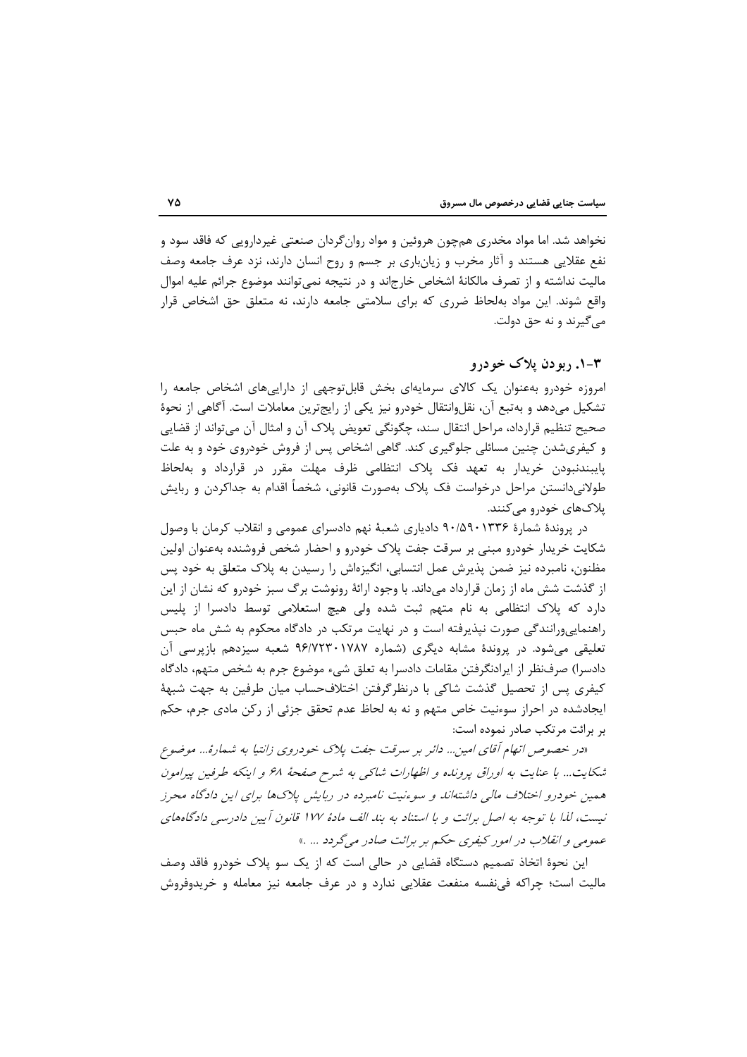نخواهد شد. اما مواد مخدری هم‌چون هروئین و مواد روان‌گردان صنعتی غیردارویی که فاقد سود و نفع عقلایی هستند و آثار مخرب و زیان‌باری بر جسم و روح انسان دارند، نزد عرف جامعه وصف مالیت نداشته و از تصرف مالکانهٔ اشخاص خارج‌اند و در نتیجه نمی‌توانند موضوع جرائم علیه اموال واقع شوند. این مواد به‌لحاظ ضرری که برای سلامتی جامعه دارند، نه متعلق حق اشخاص قرار می‌گیرند و نه حق دولت.

### ۳-۱. ربودن پلاک خودرو

امروزه خودرو به‌عنوان یک کالای سرمایه‌ای بخش قابل‌توجهی از دارایی‌های اشخاص جامعه را تشکیل می‌دهد و به‌تبع آن، نقل‌وانتقال خودرو نیز یکی از رایج‌ترین معاملات است. آگاهی از نحوهٔ صحیح تنظیم قرارداد، مراحل انتقال سند، چگونگی تعویض پلاک آن و امثال آن می‌تواند از قضایی و کیفری‌شدن چنین مسائلی جلوگیری کند. گاهی اشخاص پس از فروش خودروی خود و به علت پایبندنبودن خریدار به تعهد فک پلاک انتظامی ظرف مهلت مقرر در قرارداد و به‌لحاظ طولانی‌دانستن مراحل درخواست فک پلاک به‌صورت قانونی، شخصاً اقدام به جداکردن و ربایش پلاک‌های خودرو می‌کنند.

در پروندهٔ شمارهٔ ۹۰/۵۹۰۱۳۳۶ دادیاری شعبهٔ نهم دادسرای عمومی و انقلاب کرمان با وصول شکایت خریدار خودرو مبنی بر سرقت جفت پلاک خودرو و احضار شخص فروشنده به‌عنوان اولین مظنون، نامبرده نیز ضمن پذیرش عمل انتسابی، انگیزه‌اش از رسیدن به پلاک متعلق به خود پس از گذشت شش ماه از زمان قرارداد می‌داند. با وجود ارائهٔ رونوشت برگ سبز خودرو که نشان از این دارد که پلاک انتظامی به نام متهم ثبت شده ولی هیچ استعلامی توسط دادسرا از پلیس راهنمایی‌ورانندگی صورت نپذیرفته است و در نهایت مرتکب در دادگاه محکوم به شش ماه حبس تعلیقی می‌شود. در پروندهٔ مشابه دیگری (شماره ۹۶/۷۲۳۰۱۷۸۷ شعبه سیزدهم بازپرسی آن دادسرا) صرف‌نظر از ایرادنگرفتن مقامات دادسرا به تعلق شیء موضوع جرم به شخص متهم، دادگاه کیفری پس از تحصیل گذشت شاکی با درنظرگرفتن اختلاف‌حساب میان طرفین به جهت شبههٔ ایجادشده در احراز سوءنیت خاص متهم و نه به لحاظ عدم تحقق جزئی از رکن مادی جرم، حکم بر برائت مرتکب صادر نموده است:

*«در خصوص اتهام آقای امین... دائر بر سرقت جفت پلاک خودروی زانتیا به شمارهٔ... موضوع شکایت... با عنایت به اوراق پرونده و اظهارات شاکی به شرح صفحهٔ ۶۸ و اینکه طرفین پیرامون همین خودرو اختلاف مالی داشته‌اند و سوءنیت نامبرده در ربایش پلاک‌ها برای این دادگاه محرز نیست، لذا با توجه به اصل برائت و با استناد به بند الف مادهٔ ۱۷۷ قانون آیین دادرسی دادگاه‌های عمومی و انقلاب در امور کیفری حکم بر برائت صادر می‌گردد ... .»*

این نحوهٔ اتخاذ تصمیم دستگاه قضایی در حالی است که از یک سو پلاک خودرو فاقد وصف مالیت است؛ چراکه فی‌نفسه منفعت عقلایی ندارد و در عرف جامعه نیز معامله و خریدوفروش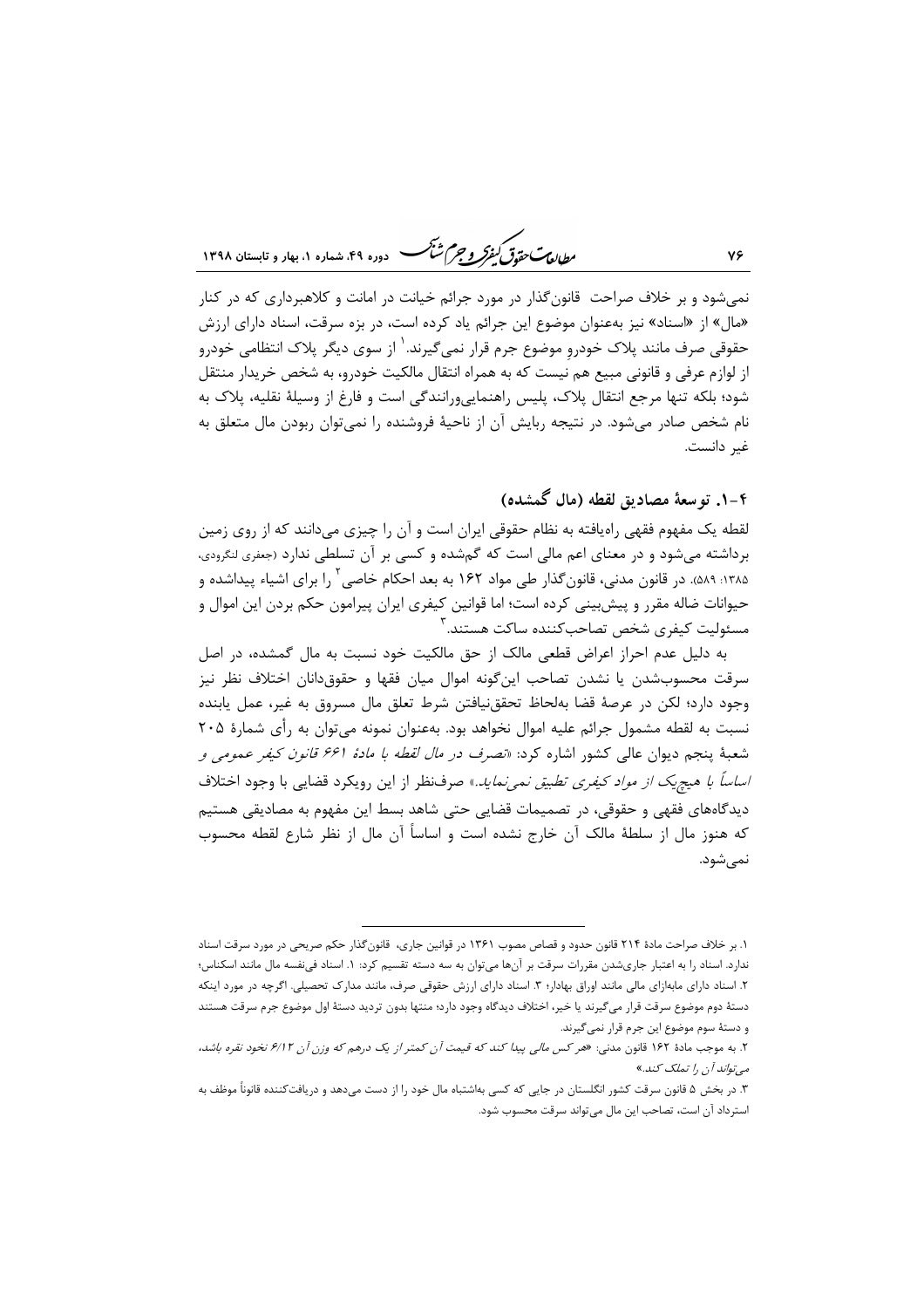نمی‌شود و بر خلاف صراحت قانون‌گذار در مورد جرائم خیانت در امانت و کلاهبرداری که در کنار «مال» از «اسناد» نیز به‌عنوان موضوع این جرائم یاد کرده است، در بزه سرقت، اسناد دارای ارزش حقوقی صرف مانند پلاک خودرو موضوع جرم قرار نمی‌گیرند.[1] از سوی دیگر پلاک انتظامی خودرو از لوازم عرفی و قانونی مبیع هم نیست که به همراه انتقال مالکیت خودرو، به شخص خریدار منتقل شود؛ بلکه تنها مرجع انتقال پلاک، پلیس راهنمایی‌ورانندگی است و فارغ از وسیلهٔ نقلیه، پلاک به نام شخص صادر می‌شود. در نتیجه ربایش آن از ناحیهٔ فروشنده را نمی‌توان ربودن مال متعلق به غیر دانست.

### ۴-۱. توسعهٔ مصادیق لقطه (مال گمشده)

لقطه یک مفهوم فقهی راه‌یافته به نظام حقوقی ایران است و آن را چیزی می‌دانند که از روی زمین برداشته می‌شود و در معنای اعم مالی است که گم‌شده و کسی بر آن تسلطی ندارد (جعفری لنگرودی، ۱۳۸۵: ۵۸۹). در قانون مدنی، قانون‌گذار طی مواد ۱۶۲ به بعد احکام خاصی[2] را برای اشیاء پیداشده و حیوانات ضاله مقرر و پیش‌بینی کرده است؛ اما قوانین کیفری ایران پیرامون حکم بردن این اموال و مسئولیت کیفری شخص تصاحب‌کننده ساکت هستند.[3]

به دلیل عدم احراز اعراض قطعی مالک از حق مالکیت خود نسبت به مال گمشده، در اصل سرقت محسوب‌شدن یا نشدن تصاحب این‌گونه اموال میان فقها و حقوق‌دانان اختلاف نظر نیز وجود دارد؛ لکن در عرصهٔ قضا به‌لحاظ تحقق‌نیافتن شرط تعلق مال مسروق به غیر، عمل یابنده نسبت به لقطه مشمول جرائم علیه اموال نخواهد بود. به‌عنوان نمونه می‌توان به رأی شمارهٔ ۲۰۵ شعبهٔ پنجم دیوان عالی کشور اشاره کرد: «*تصرف در مال لقطه با مادهٔ ۶۶۱ قانون کیفر عمومی و اساساً با هیچ‌یک از مواد کیفری تطبیق نمی‌نماید.*» صرف‌نظر از این رویکرد قضایی با وجود اختلاف دیدگاه‌های فقهی و حقوقی، در تصمیمات قضایی حتی شاهد بسط این مفهوم به مصادیقی هستیم که هنوز مال از سلطهٔ مالک آن خارج نشده است و اساساً آن مال از نظر شارع لقطه محسوب نمی‌شود.

---

۱. بر خلاف صراحت مادهٔ ۲۱۴ قانون حدود و قصاص مصوب ۱۳۶۱ در قوانین جاری، قانون‌گذار حکم صریحی در مورد سرقت اسناد ندارد. اسناد را به اعتبار جاری‌شدن مقررات سرقت بر آن‌ها می‌توان به سه دسته تقسیم کرد: ۱. اسناد فی‌نفسه مال مانند اسکناس؛ ۲. اسناد دارای مابه‌ازای مالی مانند اوراق بهادار؛ ۳. اسناد دارای ارزش حقوقی صرف، مانند مدارک تحصیلی. اگرچه در مورد اینکه دستهٔ دوم موضوع سرقت قرار می‌گیرند یا خیر، اختلاف دیدگاه وجود دارد؛ منتها بدون تردید دستهٔ اول موضوع جرم سرقت هستند و دستهٔ سوم موضوع این جرم قرار نمی‌گیرند.

۲. به موجب مادهٔ ۱۶۲ قانون مدنی: «*هرکس مالی پیدا کند که قیمت آن کمتر از یک درهم که وزن آن ۶/۱۲ نخود نقره باشد، می‌تواند آن را تملک کند.*»

۳. در بخش ۵ قانون سرقت کشور انگلستان در جایی که کسی به‌اشتباه مال خود را از دست می‌دهد و دریافت‌کننده قانوناً موظف به استرداد آن است، تصاحب این مال می‌تواند سرقت محسوب شود.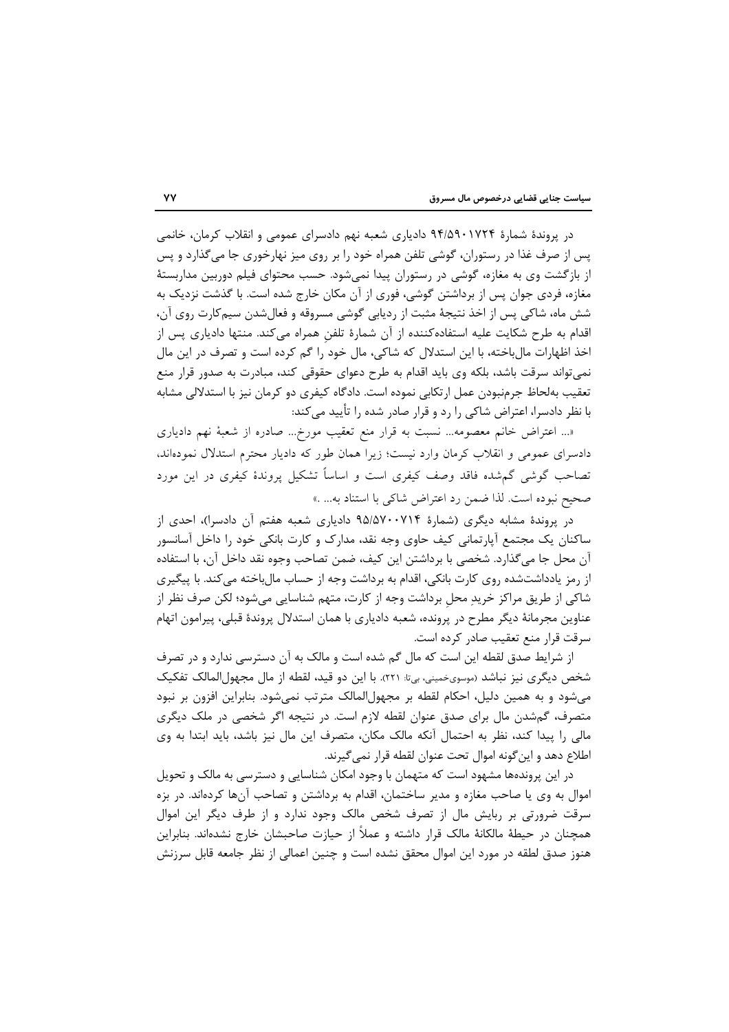در پروندهٔ شمارهٔ ۹۴/۵۹۰۱۷۲۴ دادیاری شعبه نهم دادسرای عمومی و انقلاب کرمان، خانمی پس از صرف غذا در رستوران، گوشی تلفن همراه خود را بر روی میز نهارخوری جا می‌گذارد و پس از بازگشت وی به مغازه، گوشی در رستوران پیدا نمی‌شود. حسب محتوای فیلم دوربین مداربستهٔ مغازه، فردی جوان پس از برداشتن گوشی، فوری از آن مکان خارج شده است. با گذشت نزدیک به شش ماه، شاکی پس از اخذ نتیجهٔ مثبت از ردیابی گوشی مسروقه و فعال‌شدن سیم‌کارت روی آن، اقدام به طرح شکایت علیه استفاده‌کننده از آن شمارهٔ تلفنِ همراه می‌کند. منتها دادیاری پس از اخذ اظهارات مال‌باخته، با این استدلال که شاکی، مال خود را گم کرده است و تصرف در این مال نمی‌تواند سرقت باشد، بلکه وی باید اقدام به طرح دعوای حقوقی کند، مبادرت به صدور قرار منع تعقیب به‌لحاظ جرم‌نبودن عمل ارتکابی نموده است. دادگاه کیفری دو کرمان نیز با استدلالی مشابه با نظر دادسرا، اعتراض شاکی را رد و قرار صادر شده را تأیید می‌کند:

«... اعتراض خانم معصومه... نسبت به قرار منع تعقیب مورخ... صادره از شعبهٔ نهم دادیاری دادسرای عمومی و انقلاب کرمان وارد نیست؛ زیرا همان طور که دادیار محترم استدلال نموده‌اند، تصاحب گوشی گم‌شده فاقد وصف کیفری است و اساساً تشکیل پروندهٔ کیفری در این مورد صحیح نبوده است. لذا ضمن رد اعتراض شاکی با استناد به... .»

در پروندهٔ مشابه دیگری (شمارهٔ ۹۵/۵۷۰۰۷۱۴ دادیاری شعبه هفتم آن دادسرا)، احدی از ساکنان یک مجتمع آپارتمانی کیف حاوی وجه نقد، مدارک و کارت بانکی خود را داخل آسانسور آن محل جا می‌گذارد. شخصی با برداشتن این کیف، ضمن تصاحب وجوه نقد داخل آن، با استفاده از رمز یادداشت‌شده روی کارت بانکی، اقدام به برداشت وجه از حساب مال‌باخته می‌کند. با پیگیری شاکی از طریق مراکز خریدِ محلِ برداشت وجه از کارت، متهم شناسایی می‌شود؛ لکن صرف نظر از عناوین مجرمانهٔ دیگر مطرح در پرونده، شعبه دادیاری با همان استدلال پروندهٔ قبلی، پیرامون اتهام سرقت قرار منع تعقیب صادر کرده است.

از شرایط صدق لقطه این است که مال گم شده است و مالک به آن دسترسی ندارد و در تصرف شخص دیگری نیز نباشد (موسوی‌خمینی، بی‌تا: ۲۲۱). با این دو قید، لقطه از مال مجهول‌المالک تفکیک می‌شود و به همین دلیل، احکام لقطه بر مجهول‌المالک مترتب نمی‌شود. بنابراین افزون بر نبود متصرف، گم‌شدن مال برای صدق عنوان لقطه لازم است. در نتیجه اگر شخصی در ملک دیگری مالی را پیدا کند، نظر به احتمال آنکه مالک مکان، متصرف این مال نیز باشد، باید ابتدا به وی اطلاع دهد و این‌گونه اموال تحت عنوان لقطه قرار نمی‌گیرند.

در این پرونده‌ها مشهود است که متهمان با وجود امکان شناسایی و دسترسی به مالک و تحویل اموال به وی یا صاحب مغازه و مدیر ساختمان، اقدام به برداشتن و تصاحب آن‌ها کرده‌اند. در بزه سرقت ضرورتی بر ربایش مال از تصرف شخص مالک وجود ندارد و از طرف دیگر این اموال همچنان در حیطهٔ مالکانهٔ مالک قرار داشته و عملاً از حیازت صاحبشان خارج نشده‌اند. بنابراین هنوز صدق لطقه در مورد این اموال محقق نشده است و چنین اعمالی از نظر جامعه قابل سرزنش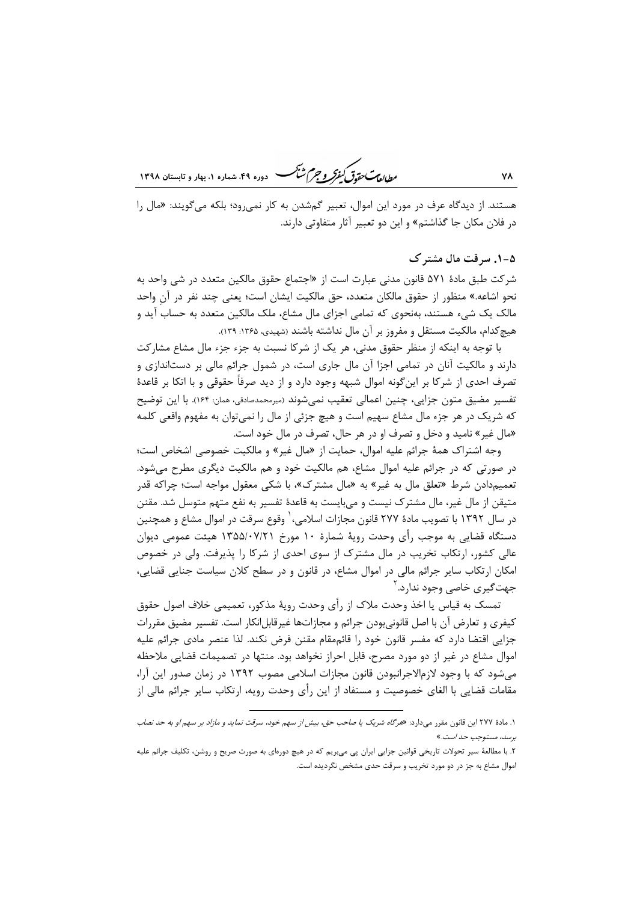هستند. از دیدگاه عرف در مورد این اموال، تعبیر گم‌شدن به کار نمی‌رود؛ بلکه می‌گویند: «مال را در فلان مکان جا گذاشتم» و این دو تعبیر آثار متفاوتی دارند.

### ۵-۱. سرقت مال مشترک

شرکت طبق مادهٔ ۵۷۱ قانون مدنی عبارت است از «اجتماع حقوق مالکین متعدد در شی واحد به نحو اشاعه.» منظور از حقوق مالکان متعدد، حق مالکیت ایشان است؛ یعنی چند نفر در آنِ واحد مالک یک شیء هستند، به‌نحوی که تمامی اجزای مال مشاع، ملک مالکین متعدد به حساب آید و هیچ‌کدام، مالکیت مستقل و مفروز بر آن مال نداشته باشند (شهیدی، ۱۳۶۵: ۱۳۹).

با توجه به اینکه از منظر حقوق مدنی، هر یک از شرکا نسبت به جزء جزء مال مشاع مشارکت دارند و مالکیت آنان در تمامی اجزا آن مال جاری است، در شمول جرائم مالی بر دست‌اندازی و تصرف احدی از شرکا بر این‌گونه اموال شبهه وجود دارد و از دید صرفاً حقوقی و با اتکا بر قاعدهٔ تفسیر مضیق متون جزایی، چنین اعمالی تعقیب نمی‌شوند (میرمحمدصادقی، همان: ۱۶۴). با این توضیح که شریک در هر جزء مال مشاع سهیم است و هیچ جزئی از مال را نمی‌توان به مفهوم واقعی کلمه «مال غیر» نامید و دخل و تصرف او در هر حال، تصرف در مال خود است.

وجه اشتراک همهٔ جرائم علیه اموال، حمایت از «مال غیر» و مالکیت خصوصی اشخاص است؛ در صورتی که در جرائم علیه اموال مشاع، هم مالکیت خود و هم مالکیت دیگری مطرح می‌شود. تعمیم‌دادن شرط «تعلق مال به غیر» به «مال مشترک»، با شکی معقول مواجه است؛ چراکه قدر متیقن از مال غیر، مال مشترک نیست و می‌بایست به قاعدهٔ تفسیر به نفع متهم متوسل شد. مقنن در سال ۱۳۹۲ با تصویب مادهٔ ۲۷۷ قانون مجازات اسلامی،[1] وقوع سرقت در اموال مشاع و همچنین دستگاه قضایی به موجب رأی وحدت رویهٔ شمارهٔ ۱۰ مورخ ۱۳۵۵/۰۷/۲۱ هیئت عمومی دیوان عالی کشور، ارتکاب تخریب در مال مشترک از سوی احدی از شرکا را پذیرفت. ولی در خصوص امکان ارتکاب سایر جرائم مالی در اموال مشاع، در قانون و در سطح کلان سیاست جنایی قضایی، جهت‌گیری خاصی وجود ندارد.[2]

تمسک به قیاس یا اخذ وحدت ملاک از رأی وحدت رویهٔ مذکور، تعمیمی خلاف اصول حقوق کیفری و تعارض آن با اصل قانونی‌بودن جرائم و مجازات‌ها غیرقابل‌انکار است. تفسیر مضیق مقررات جزایی اقتضا دارد که مفسر قانون خود را قائم‌مقام مقنن فرض نکند. لذا عنصر مادی جرائم علیه اموال مشاع در غیر از دو مورد مصرح، قابل احراز نخواهد بود. منتها در تصمیمات قضایی ملاحظه می‌شود که با وجود لازم‌الاجرانبودن قانون مجازات اسلامی مصوب ۱۳۹۲ در زمان صدور این آرا، مقامات قضایی با الغای خصوصیت و مستفاد از این رأی وحدت رویه، ارتکاب سایر جرائم مالی از

---

۱. مادهٔ ۲۷۷ این قانون مقرر می‌دارد: «*هرگاه شریک یا صاحب حق، بیش از سهم خود، سرقت نماید و مازاد بر سهم او به حد نصاب برسد، مستوجب حد است.*»

۲. با مطالعهٔ سیر تحولات تاریخی قوانین جزایی ایران پی می‌بریم که در هیچ دوره‌ای به صورت صریح و روشن، تکلیف جرائم علیه اموال مشاع به جز در دو مورد تخریب و سرقت حدی مشخص نگردیده است.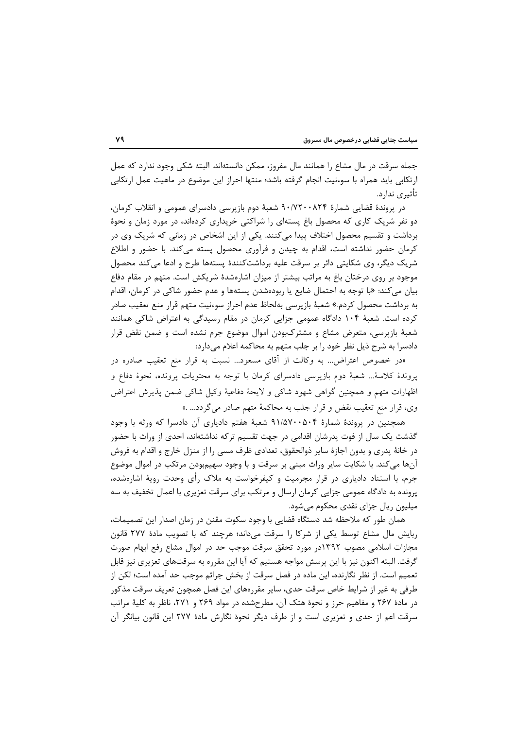جمله سرقت در مال مشاع را همانند مال مفروز، ممکن دانسته‌اند. البته شکی وجود ندارد که عمل ارتکابی باید همراه با سوءنیت انجام گرفته باشد؛ منتها احراز این موضوع در ماهیت عمل ارتکابی تأثیری ندارد.

در پروندۀ قضایی شمارۀ ۹۰/۷۲۰۰۸۲۴ شعبۀ دوم بازپرسی دادسرای عمومی و انقلاب کرمان، دو نفر شریک کاری که محصول باغ پسته‌ای را شراکتی خریداری کرده‌اند، در مورد زمان و نحوۀ برداشت و تقسیم محصول اختلاف پیدا می‌کنند. یکی از این اشخاص در زمانی که شریک وی در کرمان حضور نداشته است، اقدام به چیدن و فرآوری محصول پسته می‌کند. با حضور و اطلاع شریک دیگر، وی شکایتی دائر بر سرقت علیه برداشت‌کنندۀ پسته‌ها طرح و ادعا می‌کند محصول موجود بر روی درختان باغ به مراتب بیشتر از میزان اشاره‌شدۀ شریکش است. متهم در مقام دفاع بیان می‌کند: «با توجه به احتمال ضایع یا ربوده‌شدن پسته‌ها و عدم حضور شاکی در کرمان، اقدام به برداشت محصول کردم.» شعبۀ بازپرسی به‌لحاظ عدم احراز سوءنیت متهم قرار منع تعقیب صادر کرده است. شعبۀ ۱۰۴ دادگاه عمومی جزایی کرمان در مقام رسیدگی به اعتراض شاکی همانند شعبۀ بازپرسی، متعرض مشاع و مشترک‌بودن اموال موضوع جرم نشده است و ضمن نقض قرار دادسرا به شرح ذیل نظر خود را بر جلب متهم به محاکمه اعلام می‌دارد:

«در خصوص اعتراض... به وکالت از آقای مسعود... نسبت به قرار منع تعقیب صادره در پروندۀ کلاسۀ... شعبۀ دوم بازپرسی دادسرای کرمان با توجه به محتویات پرونده، نحوۀ دفاع و اظهارات متهم و همچنین گواهی شهود شاکی و لایحۀ دفاعیۀ وکیل شاکی ضمن پذیرش اعتراض وی، قرار منع تعقیب نقض و قرار جلب به محاکمۀ متهم صادر می‌گردد... .»

همچنین در پروندۀ شمارۀ ۹۱/۵۷۰۰۵۰۴ شعبۀ هفتم دادیاری آن دادسرا که ورثه با وجود گذشت یک سال از فوت پدرشان اقدامی در جهت تقسیم ترکه نداشته‌اند، احدی از وراث با حضور در خانۀ پدری و بدون اجازۀ سایر ذوالحقوق، تعدادی ظرف مسی را از منزل خارج و اقدام به فروش آن‌ها می‌کند. با شکایت سایر وراث مبنی بر سرقت و با وجود سهیم‌بودن مرتکب در اموال موضوع جرم، با استناد دادیاری در قرار مجرمیت و کیفرخواست به ملاک رأی وحدت رویۀ اشاره‌شده، پرونده به دادگاه عمومی جزایی کرمان ارسال و مرتکب برای سرقت تعزیری با اعمال تخفیف به سه میلیون ریال جزای نقدی محکوم می‌شود.

همان طور که ملاحظه شد دستگاه قضایی با وجود سکوت مقنن در زمان اصدار این تصمیمات، ربایش مال مشاع توسط یکی از شرکا را سرقت می‌داند؛ هرچند که با تصویب مادۀ ۲۷۷ قانون مجازات اسلامی مصوب ۱۳۹۲در مورد تحقق سرقت موجب حد در اموال مشاع رفع ابهام صورت گرفت. البته اکنون نیز با این پرسش مواجه هستیم که آیا این مقرره به سرقت‌های تعزیری نیز قابل تعمیم است. از نظر نگارنده، این ماده در فصل سرقت از بخش جرائم موجب حد آمده است؛ لکن از طرفی به غیر از شرایط خاص سرقت حدی، سایر مقررهای این فصل همچون تعریف سرقت مذکور در مادۀ ۲۶۷ و مفاهیم حرز و نحوۀ هتک آن، مطرح‌شده در مواد ۲۶۹ و ۲۷۱، ناظر به کلیۀ مراتب سرقت اعم از حدی و تعزیری است و از طرف دیگر نحوۀ نگارش مادۀ ۲۷۷ این قانون بیانگر آن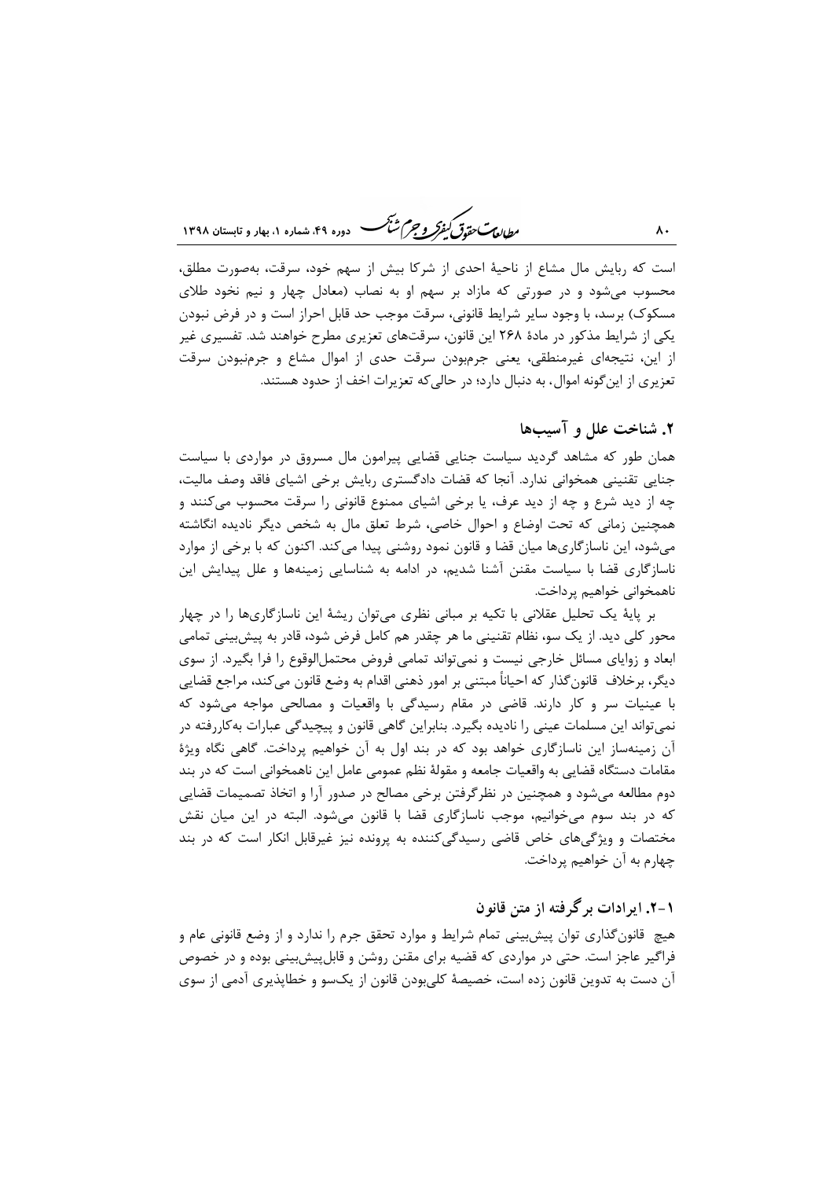است که ربایش مال مشاع از ناحیهٔ احدی از شرکا بیش از سهم خود، سرقت، به‌صورت مطلق، محسوب می‌شود و در صورتی که مازاد بر سهم او به نصاب (معادل چهار و نیم نخود طلای مسکوک) برسد، با وجود سایر شرایط قانونی، سرقت موجب حد قابل احراز است و در فرض نبودن یکی از شرایط مذکور در مادهٔ ۲۶۸ این قانون، سرقت‌های تعزیری مطرح خواهند شد. تفسیری غیر از این، نتیجه‌ای غیرمنطقی، یعنی جرم‌بودن سرقت حدی از اموال مشاع و جرم‌نبودن سرقت تعزیری از این‌گونه اموال، به دنبال دارد؛ در حالی‌که تعزیرات اخف از حدود هستند.

## ۲. شناخت علل و آسیب‌ها

همان طور که مشاهده گردید سیاست جنایی قضایی پیرامون مال مسروق در مواردی با سیاست جنایی تقنینی همخوانی ندارد. آنجا که قضات دادگستری ربایش برخی اشیای فاقد وصف مالیت، چه از دید شرع و چه از دید عرف، یا برخی اشیای ممنوع قانونی را سرقت محسوب می‌کنند و همچنین زمانی که تحت اوضاع و احوال خاصی، شرط تعلق مال به شخص دیگر نادیده انگاشته می‌شود، این ناسازگاری‌ها میان قضا و قانون نمود روشنی پیدا می‌کند. اکنون که با برخی از موارد ناسازگاری قضا با سیاست مقنن آشنا شدیم، در ادامه به شناسایی زمینه‌ها و علل پیدایش این ناهمخوانی خواهیم پرداخت.

بر پایهٔ یک تحلیل عقلانی با تکیه بر مبانی نظری می‌توان ریشهٔ این ناسازگاری‌ها را در چهار محور کلی دید. از یک سو، نظام تقنینی ما هر چقدر هم کامل فرض شود، قادر به پیش‌بینی تمامی ابعاد و زوایای مسائل خارجی نیست و نمی‌تواند تمامی فروض محتمل‌الوقوع را فرا بگیرد. از سوی دیگر، برخلاف قانون‌گذار که احیاناً مبتنی بر امور ذهنی اقدام به وضع قانون می‌کند، مراجع قضایی با عینیات سر و کار دارند. قاضی در مقام رسیدگی با واقعیات و مصالحی مواجه می‌شود که نمی‌تواند این مسلمات عینی را نادیده بگیرد. بنابراین گاهی قانون و پیچیدگی عبارات به‌کاررفته در آن زمینه‌ساز این ناسازگاری خواهد بود که در بند اول به آن خواهیم پرداخت. گاهی نگاه ویژهٔ مقامات دستگاه قضایی به واقعیات جامعه و مقولهٔ نظم عمومی عامل این ناهمخوانی است که در بند دوم مطالعه می‌شود و همچنین در نظرگرفتن برخی مصالح در صدور آرا و اتخاذ تصمیمات قضایی که در بند سوم می‌خوانیم، موجب ناسازگاری قضا با قانون می‌شود. البته در این میان نقش مختصات و ویژگی‌های خاص قاضی رسیدگی‌کننده به پرونده نیز غیرقابل انکار است که در بند چهارم به آن خواهیم پرداخت.

### ۱-۲. ایرادات برگرفته از متن قانون

هیچ قانون‌گذاری توان پیش‌بینی تمام شرایط و موارد تحقق جرم را ندارد و از وضع قانونی عام و فراگیر عاجز است. حتی در مواردی که قضیه برای مقنن روشن و قابل‌پیش‌بینی بوده و در خصوص آن دست به تدوین قانون زده است، خصیصهٔ کلی‌بودن قانون از یک‌سو و خطاپذیری آدمی از سوی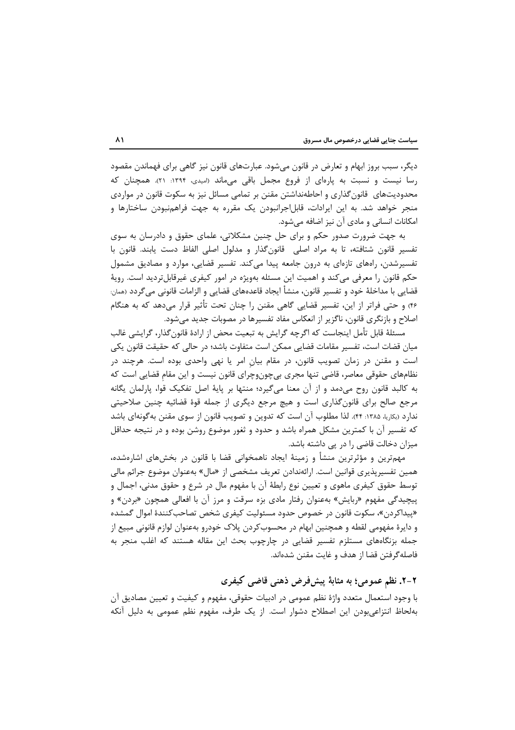دیگر، سبب بروز ابهام و تعارض در قانون می‌شود. عبارت‌های قانون نیز گاهی برای فهماندن مقصود رسا نیست و نسبت به پاره‌ای از فروع مجمل باقی می‌ماند (امیدی، ۱۳۹۴: ۲۱). همچنان که محدودیت‌های قانون‌گذاری و احاطه‌نداشتن مقنن بر تمامی مسائل نیز به سکوت قانون در مواردی منجر خواهد شد. به این ایرادات، قابل‌اجرانبودن یک مقرره به جهت فراهم‌نبودن ساختارها و امکانات انسانی و مادی آن نیز اضافه می‌شود.

به جهت ضرورت صدور حکم و برای حل چنین مشکلاتی، علمای حقوق و دادرسان به سوی تفسیر قانون شتافته، تا به مراد اصلی قانون‌گذار و مدلول اصلی الفاظ دست یابند. قانون با تفسیرشدن، راه‌های تازه‌ای به درون جامعه پیدا می‌کند. تفسیر قضایی، موارد و مصادیق مشمول حکم قانون را معرفی می‌کند و اهمیت این مسئله به‌ویژه در امور کیفری غیرقابل‌تردید است. رویهٔ قضایی با مداخلهٔ خود و تفسیر قانون، منشأ ایجاد قاعده‌های قضایی و الزامات قانونی می‌گردد (همان: ۴۶) و حتی فراتر از این، تفسیر قضایی گاهی مقنن را چنان تحت تأثیر قرار می‌دهد که به هنگام اصلاح و بازنگری قانون، ناگزیر از انعکاس مفاد تفسیرها در مصوبات جدید می‌شود.

مسئلهٔ قابل تأمل اینجاست که اگرچه گرایش به تبعیت محض از ارادهٔ قانون‌گذار، گرایشی غالب میان قضات است، تفسیر مقامات قضایی ممکن است متفاوت باشد؛ در حالی که حقیقت قانون یکی است و مقنن در زمان تصویب قانون، در مقام بیانِ امر یا نهی واحدی بوده است. هرچند در نظام‌های حقوقی معاصر، قاضی تنها مجری بی‌چون‌وچرای قانون نیست و این مقامِ قضایی است که به کالبد قانون روح می‌دمد و از آن معنا می‌گیرد؛ منتها بر پایهٔ اصل تفکیک قوا، پارلمان یگانه مرجع صالح برای قانون‌گذاری است و هیچ مرجع دیگری از جمله قوهٔ قضائیه چنین صلاحیتی ندارد (بکاریا، ۱۳۸۵: ۴۴). لذا مطلوب آن است که تدوین و تصویب قانون از سوی مقنن به‌گونه‌ای باشد که تفسیر آن با کمترین مشکل همراه باشد و حدود و ثغور موضوع روشن بوده و در نتیجه حداقل میزان دخالت قاضی را در پی داشته باشد.

مهم‌ترین و مؤثرترین منشأ و زمینهٔ ایجاد ناهمخوانی قضا با قانون در بخش‌های اشاره‌شده، همین تفسیرپذیری قوانین است. ارائه‌ندادن تعریف مشخصی از «مال» به‌عنوان موضوع جرائم مالی توسط حقوق کیفری ماهوی و تعیین نوع رابطهٔ آن با مفهوم مال در شرع و حقوق مدنی، اجمال و پیچیدگی مفهوم «ربایش» به‌عنوان رفتار مادی بزه سرقت و مرز آن با افعالی همچون «بردن» و «پیداکردن»، سکوت قانون در خصوص حدود مسئولیت کیفری شخص تصاحب‌کنندهٔ اموال گمشده و دایرهٔ مفهومی لقطه و همچنین ابهام در محسوب‌کردن پلاک خودرو به‌عنوان لوازم قانونی مبیع از جمله بزنگاه‌های مستلزم تفسیر قضایی در چارچوب بحث این مقاله هستند که اغلب منجر به فاصله‌گرفتن قضا از هدف و غایت مقنن شده‌اند.

## ۲-۲. نظم عمومی؛ به مثابهٔ پیش‌فرض ذهنی قاضی کیفری

با وجود استعمال متعدد واژهٔ نظم عمومی در ادبیات حقوقی، مفهوم و کیفیت و تعیین مصادیق آن به‌لحاظ انتزاعی‌بودن این اصطلاح دشوار است. از یک طرف، مفهوم نظم عمومی به دلیل آنکه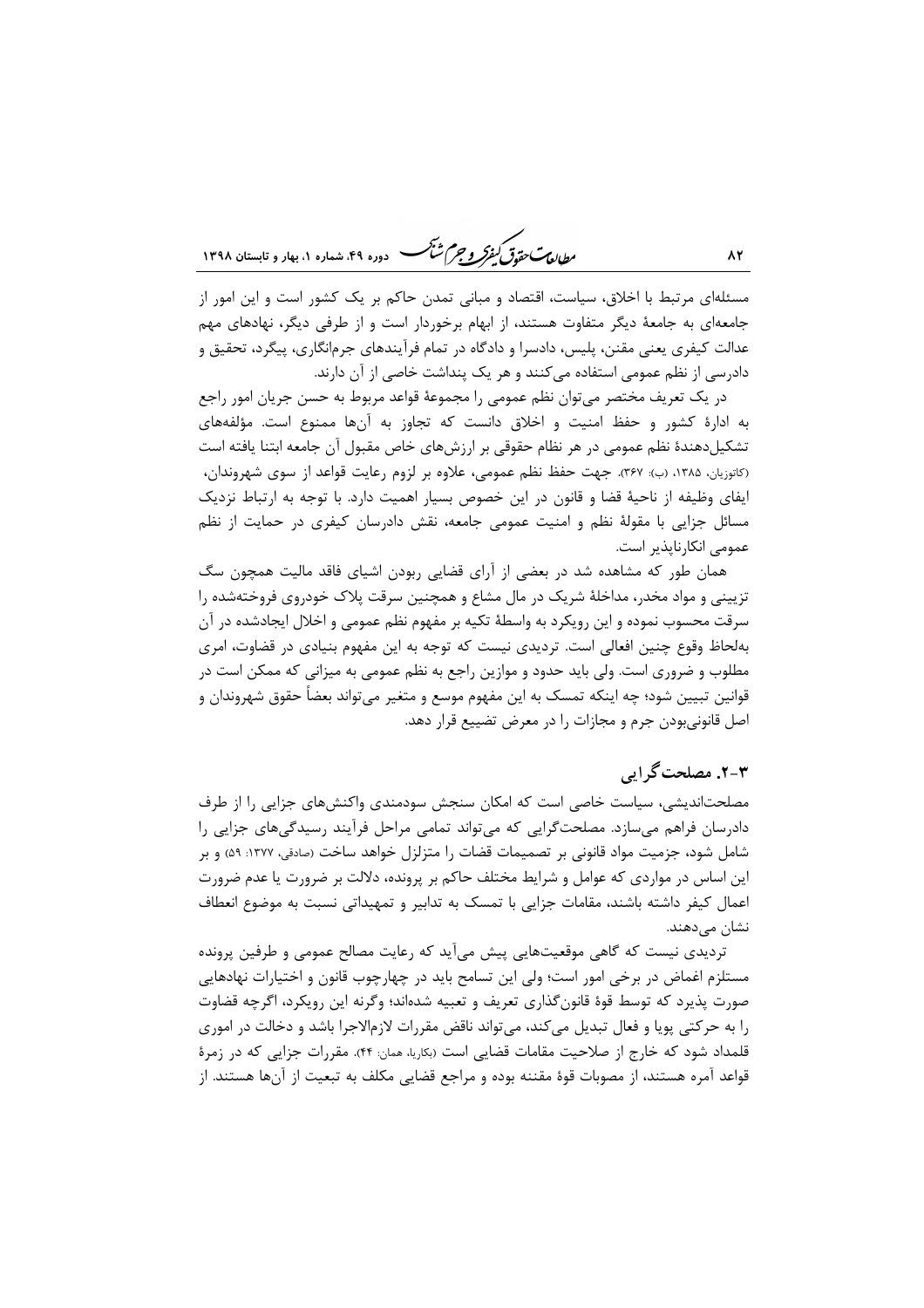مسئله‌ای مرتبط با اخلاق، سیاست، اقتصاد و مبانی تمدن حاکم بر یک کشور است و این امور از جامعه‌ای به جامعهٔ دیگر متفاوت هستند، از ابهام برخوردار است و از طرفی دیگر، نهادهای مهم عدالت کیفری یعنی مقنن، پلیس، دادسرا و دادگاه در تمام فرآیندهای جرم‌انگاری، پیگرد، تحقیق و دادرسی از نظم عمومی استفاده می‌کنند و هر یک پنداشت خاصی از آن دارند.

در یک تعریف مختصر می‌توان نظم عمومی را مجموعهٔ قواعد مربوط به حسن جریان امور راجع به ادارهٔ کشور و حفظ امنیت و اخلاق دانست که تجاوز به آن‌ها ممنوع است. مؤلفه‌های تشکیل‌دهندهٔ نظم عمومی در هر نظام حقوقی بر ارزش‌های خاص مقبول آن جامعه ابتنا یافته است (کاتوزیان، ۱۳۸۵، (ب): ۳۶۷). جهت حفظ نظم عمومی، علاوه بر لزوم رعایت قواعد از سوی شهروندان، ایفای وظیفه از ناحیهٔ قضا و قانون در این خصوص بسیار اهمیت دارد. با توجه به ارتباط نزدیک مسائل جزایی با مقولهٔ نظم و امنیت عمومی جامعه، نقش دادرسان کیفری در حمایت از نظم عمومی انکارناپذیر است.

همان طور که مشاهده شد در بعضی از آرای قضایی ربودن اشیای فاقد مالیت همچون سگ تزیینی و مواد مخدر، مداخلهٔ شریک در مال مشاع و همچنین سرقت پلاک خودروی فروخته‌شده را سرقت محسوب نموده و این رویکرد به واسطهٔ تکیه بر مفهوم نظم عمومی و اخلال ایجادشده در آن به‌لحاظ وقوع چنین افعالی است. تردیدی نیست که توجه به این مفهوم بنیادی در قضاوت، امری مطلوب و ضروری است. ولی باید حدود و موازین راجع به نظم عمومی به میزانی که ممکن است در قوانین تبیین شود؛ چه اینکه تمسک به این مفهوم موسع و متغیر می‌تواند بعضاً حقوق شهروندان و اصل قانونی‌بودن جرم و مجازات را در معرض تضییع قرار دهد.

## ۳-۲. مصلحت‌گرایی

مصلحت‌اندیشی، سیاست خاصی است که امکان سنجش سودمندی واکنش‌های جزایی را از طرف دادرسان فراهم می‌سازد. مصلحت‌گرایی که می‌تواند تمامی مراحل فرآیند رسیدگی‌های جزایی را شامل شود، جزمیت مواد قانونی بر تصمیمات قضات را متزلزل خواهد ساخت (صادقی، ۱۳۷۷: ۵۹) و بر این اساس در مواردی که عوامل و شرایط مختلف حاکم بر پرونده، دلالت بر ضرورت یا عدم ضرورت اعمال کیفر داشته باشند، مقامات جزایی با تمسک به تدابیر و تمهیداتی نسبت به موضوع انعطاف نشان می‌دهند.

تردیدی نیست که گاهی موقعیت‌هایی پیش می‌آید که رعایت مصالح عمومی و طرفین پرونده مستلزم اغماض در برخی امور است؛ ولی این تسامح باید در چهارچوب قانون و اختیارات نهادهایی صورت پذیرد که توسط قوهٔ قانون‌گذاری تعریف و تعبیه شده‌اند؛ وگرنه این رویکرد، اگرچه قضاوت را به حرکتی پویا و فعال تبدیل می‌کند، می‌تواند ناقض مقررات لازم‌الاجرا باشد و دخالت در اموری قلمداد شود که خارج از صلاحیت مقامات قضایی است (بکاریا، همان: ۴۴). مقررات جزایی که در زمرهٔ قواعد آمره هستند، از مصوبات قوهٔ مقننه بوده و مراجع قضایی مکلف به تبعیت از آن‌ها هستند. از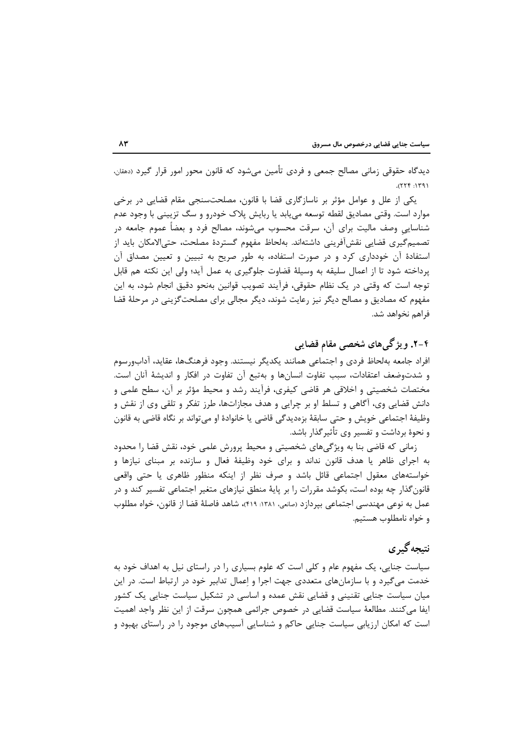دیدگاه حقوقی زمانی مصالح جمعی و فردی تأمین می‌شود که قانون محور امور قرار گیرد (دهقان، ۱۳۹۱: ۲۲۴).

یکی از علل و عوامل مؤثر بر ناسازگاری قضا با قانون، مصلحت‌سنجی مقام قضایی در برخی موارد است. وقتی مصادیق لقطه توسعه می‌یابد یا ربایش پلاک خودرو و سگ تزیینی با وجود عدم شناساییِ وصف مالیت برای آن، سرقت محسوب می‌شوند، مصالح فرد و بعضاً عموم جامعه در تصمیم‌گیری قضایی نقش‌آفرینی داشته‌اند. به‌لحاظ مفهوم گستردهٔ مصلحت، حتی‌الامکان باید از استفادهٔ آن خودداری کرد و در صورت استفاده، به طور صریح به تبیین و تعیین مصداق آن پرداخته شود تا از اعمال سلیقه به وسیلهٔ قضاوت جلوگیری به عمل آید؛ ولی این نکته هم قابل توجه است که وقتی در یک نظام حقوقی، فرآیند تصویب قوانین به‌نحو دقیق انجام شود، به این مفهوم که مصادیق و مصالح دیگر نیز رعایت شوند، دیگر مجالی برای مصلحت‌گزینی در مرحلهٔ قضا فراهم نخواهد شد.

### ۴-۲. ویژگی‌های شخصی مقام قضایی

افراد جامعه به‌لحاظ فردی و اجتماعی همانند یکدیگر نیستند. وجود فرهنگ‌ها، عقاید، آداب‌ورسوم و شدت‌وضعف اعتقادات، سبب تفاوت انسان‌ها و به‌تبع آن تفاوت در افکار و اندیشهٔ آنان است. مختصات شخصیتی و اخلاقی هر قاضی کیفری، فرآیند رشد و محیط مؤثر بر آن، سطح علمی و دانش قضایی وی، آگاهی و تسلط او بر چرایی و هدف مجازات‌ها، طرز تفکر و تلقی وی از نقش و وظیفهٔ اجتماعی خویش و حتی سابقهٔ بزه‌دیدگی قاضی یا خانوادهٔ او می‌تواند بر نگاه قاضی به قانون و نحوهٔ برداشت و تفسیر وی تأثیرگذار باشد.

زمانی که قاضی بنا به ویژگی‌های شخصیتی و محیط پرورش علمی خود، نقش قضا را محدود به اجرای ظاهر یا هدف قانون نداند و برای خود وظیفهٔ فعال و سازنده بر مبنای نیازها و خواسته‌های معقول اجتماعی قائل باشد و صرف نظر از اینکه منظور ظاهری یا حتی واقعی قانون‌گذار چه بوده است، بکوشد مقررات را بر پایهٔ منطق نیازهای متغیر اجتماعی تفسیر کند و در عمل به نوعی مهندسی اجتماعی بپردازد (صانعی، ۱۳۸۱: ۴۱۹)، شاهد فاصلهٔ قضا از قانون، خواه مطلوب و خواه نامطلوب هستیم.

## نتیجه‌گیری

سیاست جنایی، یک مفهوم عام و کلی است که علوم بسیاری را در راستای نیل به اهداف خود به خدمت می‌گیرد و با سازمان‌های متعددی جهت اجرا و اِعمال تدابیر خود در ارتباط است. در این میان سیاست جنایی تقنینی و قضایی نقش عمده و اساسی در تشکیل سیاست جنایی یک کشور ایفا می‌کنند. مطالعهٔ سیاست قضایی در خصوص جرائمی همچون سرقت از این نظر واجد اهمیت است که امکان ارزیابی سیاست جنایی حاکم و شناسایی آسیب‌های موجود را در راستای بهبود و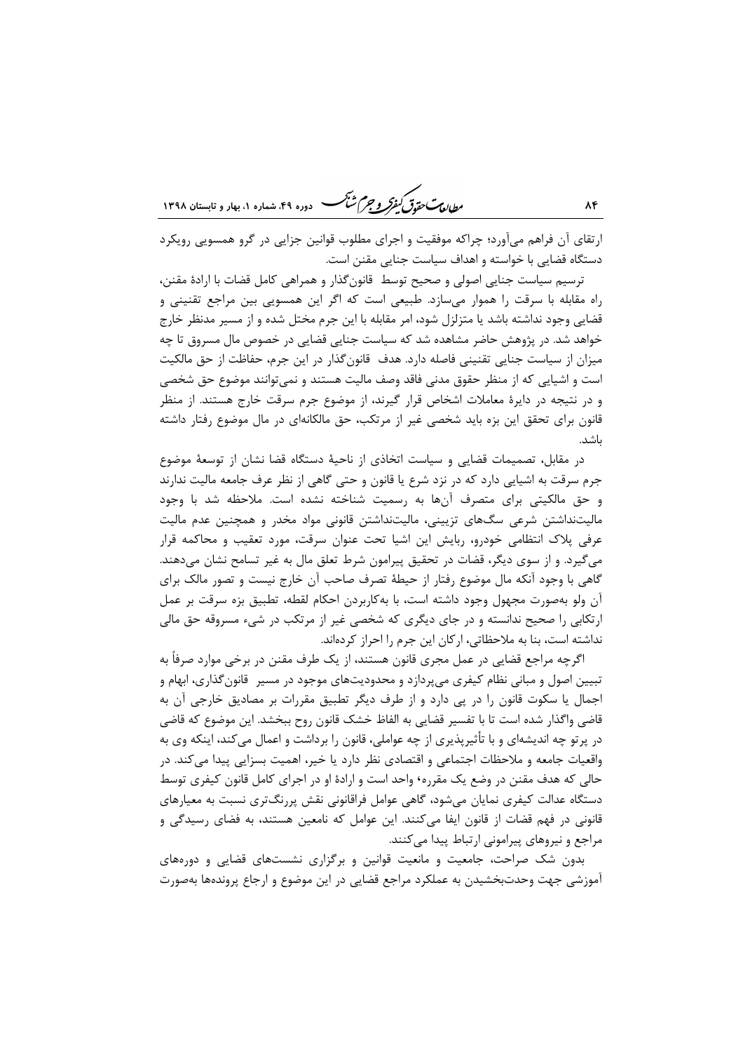ارتقای آن فراهم می‌آورد؛ چراکه موفقیت و اجرای مطلوب قوانین جزایی در گرو همسویی رویکرد دستگاه قضایی با خواسته و اهداف سیاست جنایی مقنن است.

ترسیم سیاست جنایی اصولی و صحیح توسط قانون‌گذار و همراهی کامل قضات با ارادهٔ مقنن، راه مقابله با سرقت را هموار می‌سازد. طبیعی است که اگر این همسویی بین مراجع تقنینی و قضایی وجود نداشته باشد یا متزلزل شود، امر مقابله با این جرم مختل شده و از مسیر مدنظر خارج خواهد شد. در پژوهش حاضر مشاهده شد که سیاست جنایی قضایی در خصوص مال مسروق تا چه میزان از سیاست جنایی تقنینی فاصله دارد. هدف قانون‌گذار در این جرم، حفاظت از حق مالکیت است و اشیایی که از منظر حقوق مدنی فاقد وصف مالیت هستند و نمی‌توانند موضوع حق شخصی و در نتیجه در دایرهٔ معاملات اشخاص قرار گیرند، از موضوع جرم سرقت خارج هستند. از منظر قانون برای تحقق این بزه باید شخصی غیر از مرتکب، حق مالکانه‌ای در مال موضوع رفتار داشته باشد.

در مقابل، تصمیمات قضایی و سیاست اتخاذی از ناحیهٔ دستگاه قضا نشان از توسعهٔ موضوع جرم سرقت به اشیایی دارد که در نزد شرع یا قانون و حتی گاهی از نظر عرف جامعه مالیت ندارند و حق مالکیتی برای متصرف آن‌ها به رسمیت شناخته نشده است. ملاحظه شد با وجود مالیت‌نداشتن شرعی سگ‌های تزیینی، مالیت‌نداشتن قانونی مواد مخدر و همچنین عدم مالیت عرفی پلاک انتظامی خودرو، ربایش این اشیا تحت عنوان سرقت، مورد تعقیب و محاکمه قرار می‌گیرد. و از سوی دیگر، قضات در تحقیق پیرامون شرط تعلق مال به غیر تسامح نشان می‌دهند. گاهی با وجود آنکه مال موضوع رفتار از حیطهٔ تصرف صاحب آن خارج نیست و تصور مالک برای آن ولو به‌صورت مجهول وجود داشته است، با به‌کاربردن احکام لقطه، تطبیق بزه سرقت بر عمل ارتکابی را صحیح ندانسته و در جای دیگری که شخصی غیر از مرتکب در شیء مسروقه حق مالی نداشته است، بنا به ملاحظاتی، ارکان این جرم را احراز کرده‌اند.

اگرچه مراجع قضایی در عمل مجری قانون هستند، از یک طرف مقنن در برخی موارد صرفاً به تبیین اصول و مبانی نظام کیفری می‌پردازد و محدودیت‌های موجود در مسیر قانون‌گذاری، ابهام و اجمال یا سکوت قانون را در پی دارد و از طرف دیگر تطبیق مقررات بر مصادیق خارجی آن به قاضی واگذار شده است تا با تفسیر قضایی به الفاظ خشک قانون روح ببخشد. این موضوع که قاضی در پرتو چه اندیشه‌ای و با تأثیرپذیری از چه عواملی، قانون را برداشت و اعمال می‌کند، اینکه وی به واقعیات جامعه و ملاحظات اجتماعی و اقتصادی نظر دارد یا خیر، اهمیت بسزایی پیدا می‌کند. در حالی که هدف مقنن در وضع یک مقرره، واحد است و ارادهٔ او در اجرای کامل قانون کیفری توسط دستگاه عدالت کیفری نمایان می‌شود، گاهی عوامل فراقانونی نقش پررنگ‌تری نسبت به معیارهای قانونی در فهم قضات از قانون ایفا می‌کنند. این عوامل که نامعین هستند، به فضای رسیدگی و مراجع و نیروهای پیرامونی ارتباط پیدا می‌کنند.

بدون شک صراحت، جامعیت و مانعیت قوانین و برگزاری نشست‌های قضایی و دوره‌های آموزشی جهت وحدت‌بخشیدن به عملکرد مراجع قضایی در این موضوع و ارجاع پرونده‌ها به‌صورت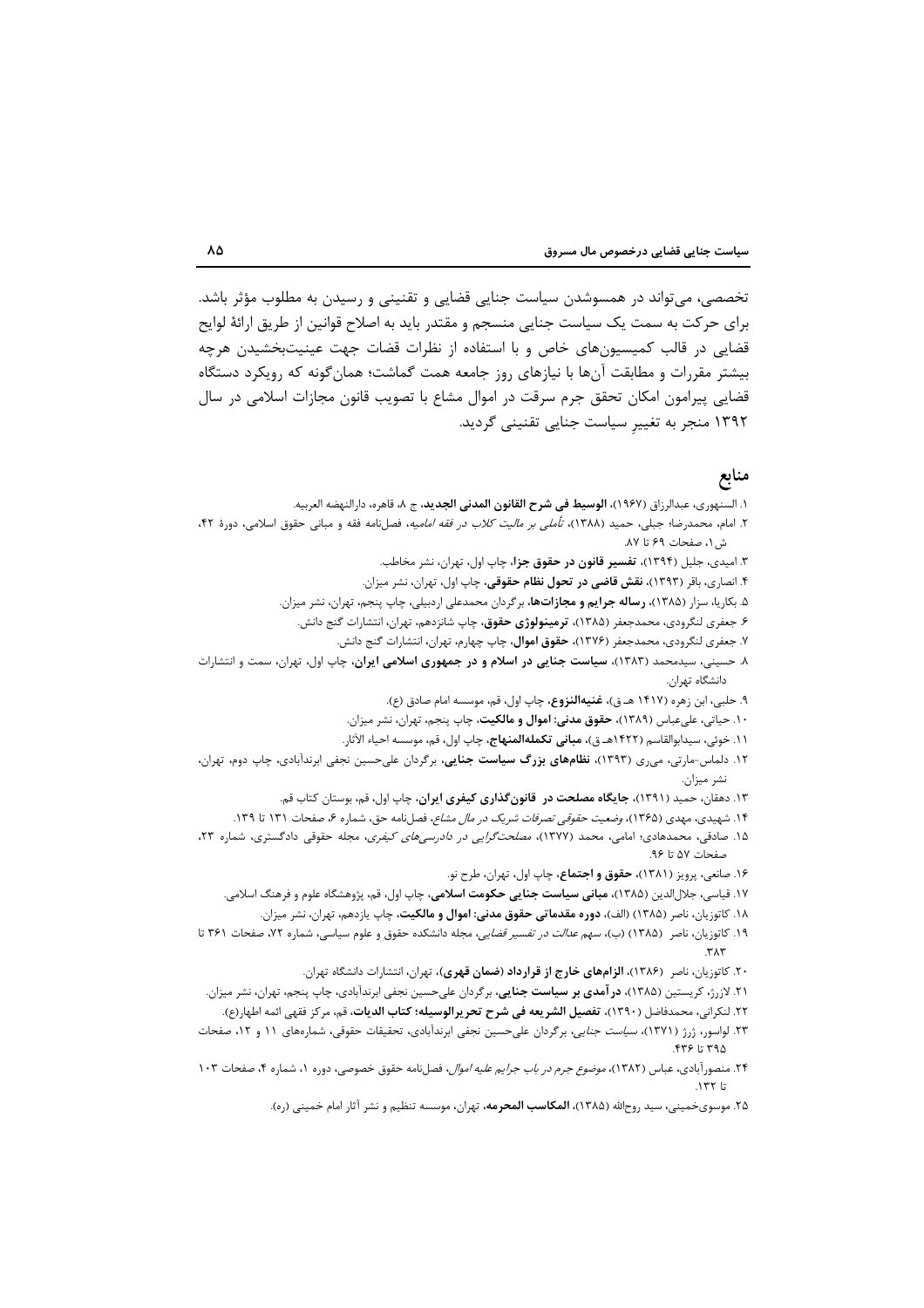تخصصی، می‌تواند در همسوشدن سیاست جنایی قضایی و تقنینی و رسیدن به مطلوب مؤثر باشد. برای حرکت به سمت یک سیاست جنایی منسجم و مقتدر باید به اصلاح قوانین از طریق ارائهٔ لوایح قضایی در قالب کمیسیون‌های خاص و با استفاده از نظرات قضات جهت عینیت‌بخشیدن هرچه بیشتر مقررات و مطابقت آن‌ها با نیازهای روز جامعه همت گماشت؛ همان‌گونه که رویکرد دستگاه قضایی پیرامون امکان تحقق جرم سرقت در اموال مشاع با تصویب قانون مجازات اسلامی در سال ۱۳۹۲ منجر به تغییرِ سیاست جنایی تقنینی گردید.

## منابع

۱. السنهوری، عبدالرزاق (۱۹۶۷)، **الوسیط فی شرح القانون المدنی الجدید**، ج ۸، قاهره، دارالنهضه العربیه.

۲. امام، محمدرضا؛ جبلی، حمید (۱۳۸۸)، *تأملی بر مالیت کلاب در فقه امامیه*، فصل‌نامه فقه و مبانی حقوق اسلامی، دورهٔ ۴۲، ش ۱، صفحات ۶۹ تا ۸۷.

۳. امیدی، جلیل (۱۳۹۴)، **تفسیر قانون در حقوق جزا**، چاپ اول، تهران، نشر مخاطب.

۴. انصاری، باقر (۱۳۹۳)، **نقش قاضی در تحول نظام حقوقی**، چاپ اول، تهران، نشر میزان.

۵. بکاریا، سزار (۱۳۸۵)، **رساله جرایم و مجازات‌ها**، برگردان محمدعلی اردبیلی، چاپ پنجم، تهران، نشر میزان.

۶. جعفری لنگرودی، محمدجعفر (۱۳۸۵)، **ترمینولوژی حقوق**، چاپ شانزدهم، تهران، انتشارات گنج دانش.

۷. جعفری لنگرودی، محمدجعفر (۱۳۷۶)، **حقوق اموال**، چاپ چهارم، تهران، انتشارات گنج دانش.

۸. حسینی، سیدمحمد (۱۳۸۳)، **سیاست جنایی در اسلام و در جمهوری اسلامی ایران**، چاپ اول، تهران، سمت و انتشارات دانشگاه تهران.

۹. حلبی، ابن زهره (۱۴۱۷ هـ ق)، **غنیه‌النزوع**، چاپ اول، قم، موسسه امام صادق (ع).

۱۰. حیاتی، علی‌عباس (۱۳۸۹)، **حقوق مدنی: اموال و مالکیت**، چاپ پنجم، تهران، نشر میزان.

۱۱. خوئی، سیدابوالقاسم (۱۴۲۲هـ ق)، **مبانی تکمله‌المنهاج**، چاپ اول، قم، موسسه احیاء الاثار.

۱۲. دلماس-مارتی، می‌ری (۱۳۹۳)، **نظام‌های بزرگ سیاست جنایی**، برگردان علی‌حسین نجفی ابرندآبادی، چاپ دوم، تهران، نشر میزان.

۱۳. دهقان، حمید (۱۳۹۱)، **جایگاه مصلحت در قانون‌گذاری کیفری ایران**، چاپ اول، قم، بوستان کتاب قم.

۱۴. شهیدی، مهدی (۱۳۶۵)، *وضعیت حقوقی تصرفات شریک در مال مشاع*، فصل‌نامه حق، شماره ۶، صفحات ۱۳۱ تا ۱۳۹.

۱۵. صادقی، محمدهادی؛ امامی، محمد (۱۳۷۷)، *مصلحت‌گرایی در دادرسی‌های کیفری*، مجله حقوقی دادگستری، شماره ۲۳، صفحات ۵۷ تا ۹۶.

۱۶. صانعی، پرویز (۱۳۸۱)، **حقوق و اجتماع**، چاپ اول، تهران، طرح نو.

۱۷. قیاسی، جلال‌الدین (۱۳۸۵)، **مبانی سیاست جنایی حکومت اسلامی**، چاپ اول، قم، پژوهشگاه علوم و فرهنگ اسلامی.

۱۸. کاتوزیان، ناصر (۱۳۸۵) (الف)، **دوره مقدماتی حقوق مدنی: اموال و مالکیت**، چاپ یازدهم، تهران، نشر میزان.

۱۹. کاتوزیان، ناصر (۱۳۸۵) (ب)، *سهم عدالت در تفسیر قضایی*، مجله دانشکده حقوق و علوم سیاسی، شماره ۷۲، صفحات ۳۶۱ تا ۳۸۳.

۲۰. کاتوزیان، ناصر (۱۳۸۶)، **الزام‌های خارج از قرارداد (ضمان قهری)**، تهران، انتشارات دانشگاه تهران.

۲۱. لازرژ، کریستین (۱۳۸۵)، **درآمدی بر سیاست جنایی**، برگردان علی‌حسین نجفی ابرندآبادی، چاپ پنجم، تهران، نشر میزان.

۲۲. لنکرانی، محمدفاضل (۱۳۹۰)، **تفصیل الشریعه فی شرح تحریرالوسیله؛ کتاب الدیات**، قم، مرکز فقهی ائمه اطهار(ع).

۲۳. لواسور، ژرژ (۱۳۷۱)، *سیاست جنایی*، برگردان علی‌حسین نجفی ابرندآبادی، تحقیقات حقوقی، شماره‌های ۱۱ و ۱۲، صفحات ۳۹۵ تا ۴۳۶.

۲۴. منصورآبادی، عباس (۱۳۸۲)، *موضوع جرم در باب جرایم علیه اموال*، فصل‌نامه حقوق خصوصی، دوره ۱، شماره ۴، صفحات ۱۰۳ تا ۱۳۲.

۲۵. موسوی‌خمینی، سید روح‌الله (۱۳۸۵)، **المکاسب المحرمه**، تهران، موسسه تنظیم و نشر آثار امام خمینی (ره).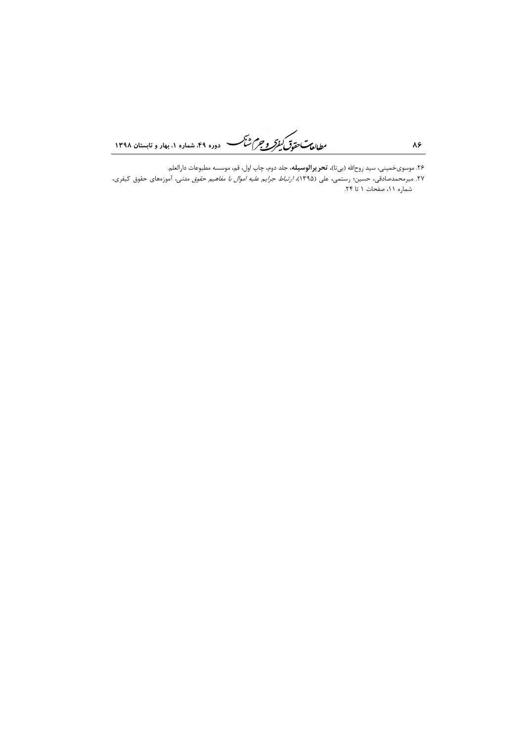۲۶. موسوی‌خمینی، سید روح‌الله (بی‌تا)، **تحریرالوسیله**، جلد دوم، چاپ اول، قم، موسسه مطبوعات دارالعلم.

۲۷. میرمحمدصادقی، حسین؛ رستمی، علی (۱۳۹۵)، *ارتباط جرایم علیه اموال با مفاهیم حقوق مدنی*، آموزه‌های حقوق کیفری، شماره ۱۱، صفحات ۱ تا ۲۴.